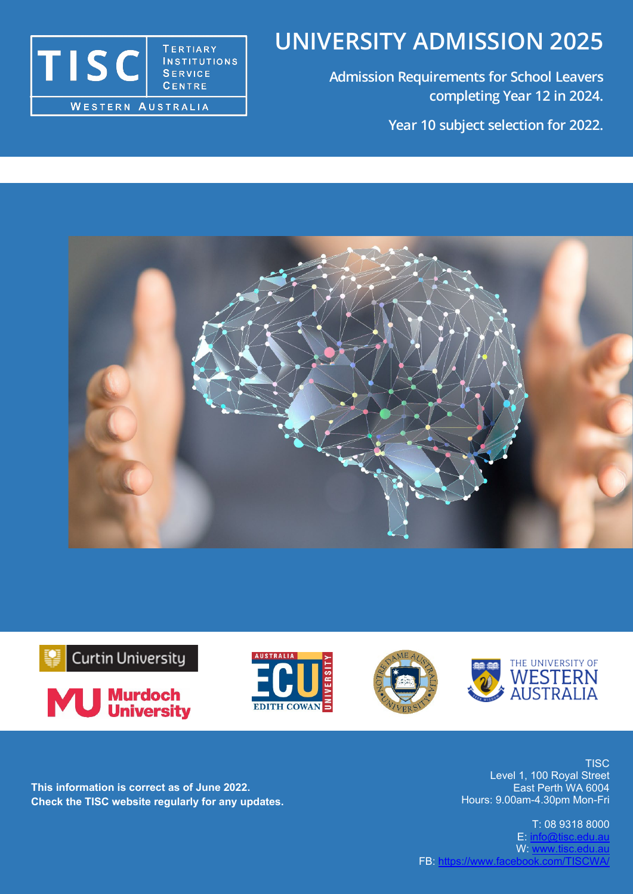TISC | TERTIARY INSTITUTIONS SERVICE CENTRE | WESTERN AUSTRALIA

# UNIVERSITY ADMISSION 2025

**Admission Requirements for School Leavers completing Year 12 in 2024.**

**Year 10 subject selection for 2022.**

Curtin University

Murdoch University

ECU Edith Cowan University Australia

Notre Dame Australia University

The University of Western Australia

**This information is correct as of June 2022.**
**Check the TISC website regularly for any updates.**

TISC
Level 1, 100 Royal Street
East Perth WA 6004
Hours: 9.00am-4.30pm Mon-Fri

T: 08 9318 8000
E: info@tisc.edu.au
W: www.tisc.edu.au
FB: https://www.facebook.com/TISCWA/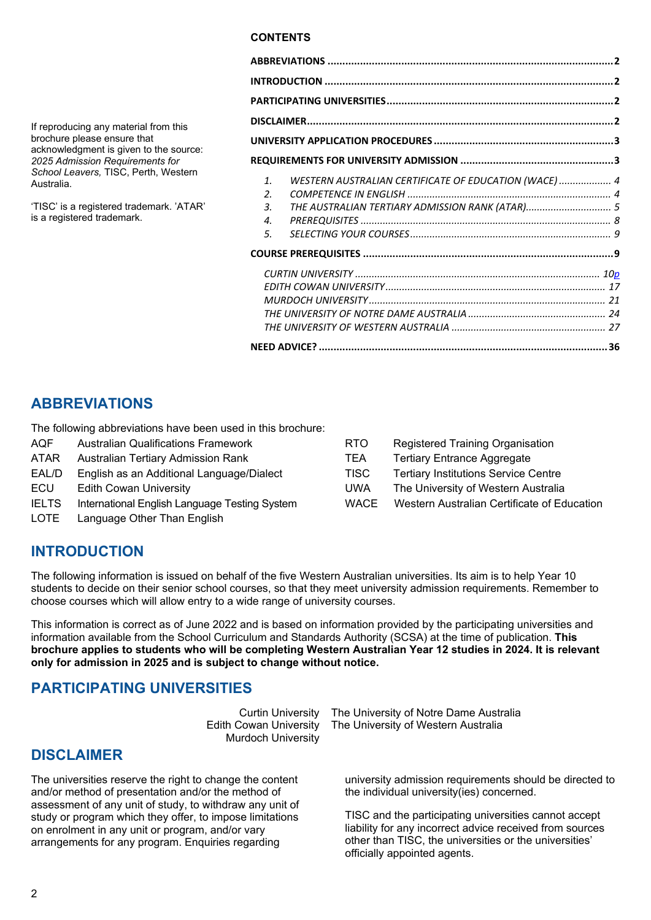If reproducing any material from this brochure please ensure that acknowledgment is given to the source: *2025 Admission Requirements for School Leavers,* TISC, Perth, Western Australia.

'TISC' is a registered trademark. 'ATAR' is a registered trademark.

**CONTENTS**

- **ABBREVIATIONS** ........ 2
- **INTRODUCTION** ........ 2
- **PARTICIPATING UNIVERSITIES** ........ 2
- **DISCLAIMER** ........ 2
- **UNIVERSITY APPLICATION PROCEDURES** ........ 3
- **REQUIREMENTS FOR UNIVERSITY ADMISSION** ........ 3
  1. *WESTERN AUSTRALIAN CERTIFICATE OF EDUCATION (WACE)* ........ 4
  2. *COMPETENCE IN ENGLISH* ........ 4
  3. *THE AUSTRALIAN TERTIARY ADMISSION RANK (ATAR)* ........ 5
  4. *PREREQUISITES* ........ 8
  5. *SELECTING YOUR COURSES* ........ 9
- **COURSE PREREQUISITES** ........ 9
  - *CURTIN UNIVERSITY* ........ 10p
  - *EDITH COWAN UNIVERSITY* ........ 17
  - *MURDOCH UNIVERSITY* ........ 21
  - *THE UNIVERSITY OF NOTRE DAME AUSTRALIA* ........ 24
  - *THE UNIVERSITY OF WESTERN AUSTRALIA* ........ 27
- **NEED ADVICE?** ........ 36

## ABBREVIATIONS

The following abbreviations have been used in this brochure:

| | |
|---|---|
| AQF | Australian Qualifications Framework |
| ATAR | Australian Tertiary Admission Rank |
| EAL/D | English as an Additional Language/Dialect |
| ECU | Edith Cowan University |
| IELTS | International English Language Testing System |
| LOTE | Language Other Than English |
| RTO | Registered Training Organisation |
| TEA | Tertiary Entrance Aggregate |
| TISC | Tertiary Institutions Service Centre |
| UWA | The University of Western Australia |
| WACE | Western Australian Certificate of Education |

## INTRODUCTION

The following information is issued on behalf of the five Western Australian universities. Its aim is to help Year 10 students to decide on their senior school courses, so that they meet university admission requirements. Remember to choose courses which will allow entry to a wide range of university courses.

This information is correct as of June 2022 and is based on information provided by the participating universities and information available from the School Curriculum and Standards Authority (SCSA) at the time of publication. **This brochure applies to students who will be completing Western Australian Year 12 studies in 2024. It is relevant only for admission in 2025 and is subject to change without notice.**

## PARTICIPATING UNIVERSITIES

Curtin University
Edith Cowan University
Murdoch University
The University of Notre Dame Australia
The University of Western Australia

## DISCLAIMER

The universities reserve the right to change the content and/or method of presentation and/or the method of assessment of any unit of study, to withdraw any unit of study or program which they offer, to impose limitations on enrolment in any unit or program, and/or vary arrangements for any program. Enquiries regarding university admission requirements should be directed to the individual university(ies) concerned.

TISC and the participating universities cannot accept liability for any incorrect advice received from sources other than TISC, the universities or the universities' officially appointed agents.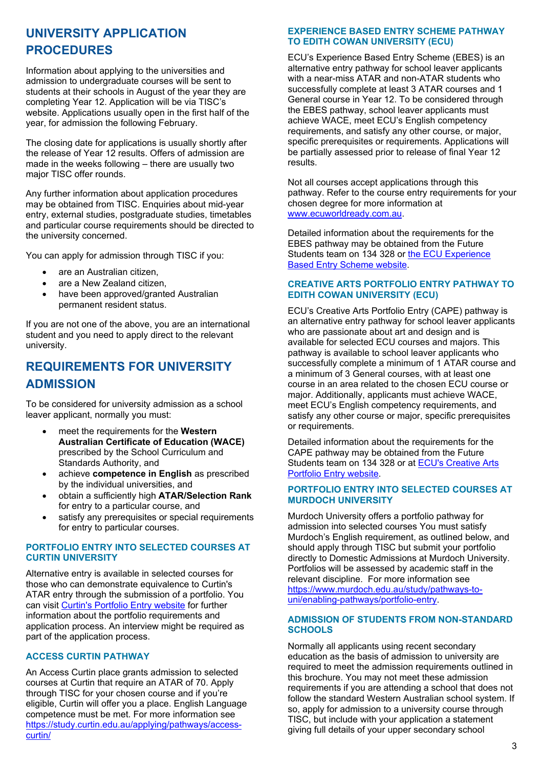## UNIVERSITY APPLICATION PROCEDURES

Information about applying to the universities and admission to undergraduate courses will be sent to students at their schools in August of the year they are completing Year 12. Application will be via TISC's website. Applications usually open in the first half of the year, for admission the following February.

The closing date for applications is usually shortly after the release of Year 12 results. Offers of admission are made in the weeks following – there are usually two major TISC offer rounds.

Any further information about application procedures may be obtained from TISC. Enquiries about mid-year entry, external studies, postgraduate studies, timetables and particular course requirements should be directed to the university concerned.

You can apply for admission through TISC if you:

- are an Australian citizen,
- are a New Zealand citizen,
- have been approved/granted Australian permanent resident status.

If you are not one of the above, you are an international student and you need to apply direct to the relevant university.

## REQUIREMENTS FOR UNIVERSITY ADMISSION

To be considered for university admission as a school leaver applicant, normally you must:

- meet the requirements for the **Western Australian Certificate of Education (WACE)** prescribed by the School Curriculum and Standards Authority, and
- achieve **competence in English** as prescribed by the individual universities, and
- obtain a sufficiently high **ATAR/Selection Rank** for entry to a particular course, and
- satisfy any prerequisites or special requirements for entry to particular courses.

### PORTFOLIO ENTRY INTO SELECTED COURSES AT CURTIN UNIVERSITY

Alternative entry is available in selected courses for those who can demonstrate equivalence to Curtin's ATAR entry through the submission of a portfolio. You can visit Curtin's Portfolio Entry website for further information about the portfolio requirements and application process. An interview might be required as part of the application process.

### ACCESS CURTIN PATHWAY

An Access Curtin place grants admission to selected courses at Curtin that require an ATAR of 70. Apply through TISC for your chosen course and if you're eligible, Curtin will offer you a place. English Language competence must be met. For more information see https://study.curtin.edu.au/applying/pathways/access-curtin/

### EXPERIENCE BASED ENTRY SCHEME PATHWAY TO EDITH COWAN UNIVERSITY (ECU)

ECU's Experience Based Entry Scheme (EBES) is an alternative entry pathway for school leaver applicants with a near-miss ATAR and non-ATAR students who successfully complete at least 3 ATAR courses and 1 General course in Year 12. To be considered through the EBES pathway, school leaver applicants must achieve WACE, meet ECU's English competency requirements, and satisfy any other course, or major, specific prerequisites or requirements. Applications will be partially assessed prior to release of final Year 12 results.

Not all courses accept applications through this pathway. Refer to the course entry requirements for your chosen degree for more information at www.ecuworldready.com.au.

Detailed information about the requirements for the EBES pathway may be obtained from the Future Students team on 134 328 or the ECU Experience Based Entry Scheme website.

### CREATIVE ARTS PORTFOLIO ENTRY PATHWAY TO EDITH COWAN UNIVERSITY (ECU)

ECU's Creative Arts Portfolio Entry (CAPE) pathway is an alternative entry pathway for school leaver applicants who are passionate about art and design and is available for selected ECU courses and majors. This pathway is available to school leaver applicants who successfully complete a minimum of 1 ATAR course and a minimum of 3 General courses, with at least one course in an area related to the chosen ECU course or major. Additionally, applicants must achieve WACE, meet ECU's English competency requirements, and satisfy any other course or major, specific prerequisites or requirements.

Detailed information about the requirements for the CAPE pathway may be obtained from the Future Students team on 134 328 or at ECU's Creative Arts Portfolio Entry website.

### PORTFOLIO ENTRY INTO SELECTED COURSES AT MURDOCH UNIVERSITY

Murdoch University offers a portfolio pathway for admission into selected courses You must satisfy Murdoch's English requirement, as outlined below, and should apply through TISC but submit your portfolio directly to Domestic Admissions at Murdoch University. Portfolios will be assessed by academic staff in the relevant discipline. For more information see https://www.murdoch.edu.au/study/pathways-to-uni/enabling-pathways/portfolio-entry.

### ADMISSION OF STUDENTS FROM NON-STANDARD SCHOOLS

Normally all applicants using recent secondary education as the basis of admission to university are required to meet the admission requirements outlined in this brochure. You may not meet these admission requirements if you are attending a school that does not follow the standard Western Australian school system. If so, apply for admission to a university course through TISC, but include with your application a statement giving full details of your upper secondary school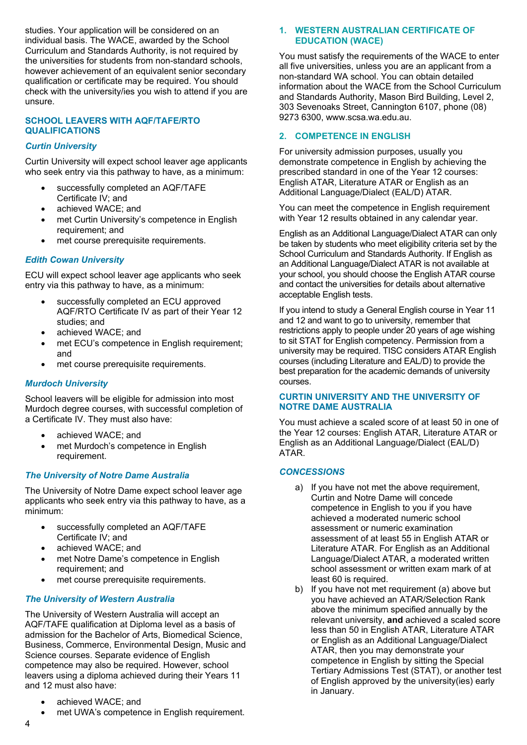studies. Your application will be considered on an individual basis. The WACE, awarded by the School Curriculum and Standards Authority, is not required by the universities for students from non-standard schools, however achievement of an equivalent senior secondary qualification or certificate may be required. You should check with the university/ies you wish to attend if you are unsure.

## SCHOOL LEAVERS WITH AQF/TAFE/RTO QUALIFICATIONS

### *Curtin University*

Curtin University will expect school leaver age applicants who seek entry via this pathway to have, as a minimum:

- successfully completed an AQF/TAFE Certificate IV; and
- achieved WACE; and
- met Curtin University's competence in English requirement; and
- met course prerequisite requirements.

### *Edith Cowan University*

ECU will expect school leaver age applicants who seek entry via this pathway to have, as a minimum:

- successfully completed an ECU approved AQF/RTO Certificate IV as part of their Year 12 studies; and
- achieved WACE; and
- met ECU's competence in English requirement; and
- met course prerequisite requirements.

### *Murdoch University*

School leavers will be eligible for admission into most Murdoch degree courses, with successful completion of a Certificate IV. They must also have:

- achieved WACE; and
- met Murdoch's competence in English requirement.

### *The University of Notre Dame Australia*

The University of Notre Dame expect school leaver age applicants who seek entry via this pathway to have, as a minimum:

- successfully completed an AQF/TAFE Certificate IV; and
- achieved WACE; and
- met Notre Dame's competence in English requirement; and
- met course prerequisite requirements.

### *The University of Western Australia*

The University of Western Australia will accept an AQF/TAFE qualification at Diploma level as a basis of admission for the Bachelor of Arts, Biomedical Science, Business, Commerce, Environmental Design, Music and Science courses. Separate evidence of English competence may also be required. However, school leavers using a diploma achieved during their Years 11 and 12 must also have:

- achieved WACE; and
- met UWA's competence in English requirement.

## 1. WESTERN AUSTRALIAN CERTIFICATE OF EDUCATION (WACE)

You must satisfy the requirements of the WACE to enter all five universities, unless you are an applicant from a non-standard WA school. You can obtain detailed information about the WACE from the School Curriculum and Standards Authority, Mason Bird Building, Level 2, 303 Sevenoaks Street, Cannington 6107, phone (08) 9273 6300, www.scsa.wa.edu.au.

## 2. COMPETENCE IN ENGLISH

For university admission purposes, usually you demonstrate competence in English by achieving the prescribed standard in one of the Year 12 courses: English ATAR, Literature ATAR or English as an Additional Language/Dialect (EAL/D) ATAR.

You can meet the competence in English requirement with Year 12 results obtained in any calendar year.

English as an Additional Language/Dialect ATAR can only be taken by students who meet eligibility criteria set by the School Curriculum and Standards Authority. If English as an Additional Language/Dialect ATAR is not available at your school, you should choose the English ATAR course and contact the universities for details about alternative acceptable English tests.

If you intend to study a General English course in Year 11 and 12 and want to go to university, remember that restrictions apply to people under 20 years of age wishing to sit STAT for English competency. Permission from a university may be required. TISC considers ATAR English courses (including Literature and EAL/D) to provide the best preparation for the academic demands of university courses.

### CURTIN UNIVERSITY AND THE UNIVERSITY OF NOTRE DAME AUSTRALIA

You must achieve a scaled score of at least 50 in one of the Year 12 courses: English ATAR, Literature ATAR or English as an Additional Language/Dialect (EAL/D) ATAR.

### *CONCESSIONS*

a) If you have not met the above requirement, Curtin and Notre Dame will concede competence in English to you if you have achieved a moderated numeric school assessment or numeric examination assessment of at least 55 in English ATAR or Literature ATAR. For English as an Additional Language/Dialect ATAR, a moderated written school assessment or written exam mark of at least 60 is required.

b) If you have not met requirement (a) above but you have achieved an ATAR/Selection Rank above the minimum specified annually by the relevant university, **and** achieved a scaled score less than 50 in English ATAR, Literature ATAR or English as an Additional Language/Dialect ATAR, then you may demonstrate your competence in English by sitting the Special Tertiary Admissions Test (STAT), or another test of English approved by the university(ies) early in January.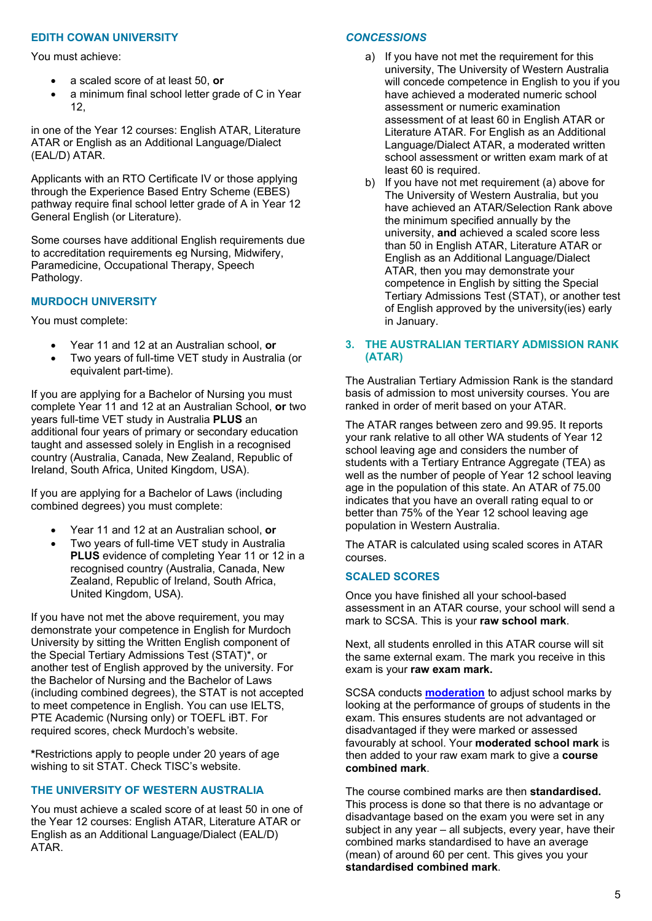### EDITH COWAN UNIVERSITY

You must achieve:

- a scaled score of at least 50, **or**
- a minimum final school letter grade of C in Year 12,

in one of the Year 12 courses: English ATAR, Literature ATAR or English as an Additional Language/Dialect (EAL/D) ATAR.

Applicants with an RTO Certificate IV or those applying through the Experience Based Entry Scheme (EBES) pathway require final school letter grade of A in Year 12 General English (or Literature).

Some courses have additional English requirements due to accreditation requirements eg Nursing, Midwifery, Paramedicine, Occupational Therapy, Speech Pathology.

### MURDOCH UNIVERSITY

You must complete:

- Year 11 and 12 at an Australian school, **or**
- Two years of full-time VET study in Australia (or equivalent part-time).

If you are applying for a Bachelor of Nursing you must complete Year 11 and 12 at an Australian School, **or** two years full-time VET study in Australia **PLUS** an additional four years of primary or secondary education taught and assessed solely in English in a recognised country (Australia, Canada, New Zealand, Republic of Ireland, South Africa, United Kingdom, USA).

If you are applying for a Bachelor of Laws (including combined degrees) you must complete:

- Year 11 and 12 at an Australian school, **or**
- Two years of full-time VET study in Australia **PLUS** evidence of completing Year 11 or 12 in a recognised country (Australia, Canada, New Zealand, Republic of Ireland, South Africa, United Kingdom, USA).

If you have not met the above requirement, you may demonstrate your competence in English for Murdoch University by sitting the Written English component of the Special Tertiary Admissions Test (STAT)*, or another test of English approved by the university. For the Bachelor of Nursing and the Bachelor of Laws (including combined degrees), the STAT is not accepted to meet competence in English. You can use IELTS, PTE Academic (Nursing only) or TOEFL iBT. For required scores, check Murdoch's website.

*Restrictions apply to people under 20 years of age wishing to sit STAT. Check TISC's website.

### THE UNIVERSITY OF WESTERN AUSTRALIA

You must achieve a scaled score of at least 50 in one of the Year 12 courses: English ATAR, Literature ATAR or English as an Additional Language/Dialect (EAL/D) ATAR.

#### *CONCESSIONS*

a) If you have not met the requirement for this university, The University of Western Australia will concede competence in English to you if you have achieved a moderated numeric school assessment or numeric examination assessment of at least 60 in English ATAR or Literature ATAR. For English as an Additional Language/Dialect ATAR, a moderated written school assessment or written exam mark of at least 60 is required.

b) If you have not met requirement (a) above for The University of Western Australia, but you have achieved an ATAR/Selection Rank above the minimum specified annually by the university, **and** achieved a scaled score less than 50 in English ATAR, Literature ATAR or English as an Additional Language/Dialect ATAR, then you may demonstrate your competence in English by sitting the Special Tertiary Admissions Test (STAT), or another test of English approved by the university(ies) early in January.

## 3. THE AUSTRALIAN TERTIARY ADMISSION RANK (ATAR)

The Australian Tertiary Admission Rank is the standard basis of admission to most university courses. You are ranked in order of merit based on your ATAR.

The ATAR ranges between zero and 99.95. It reports your rank relative to all other WA students of Year 12 school leaving age and considers the number of students with a Tertiary Entrance Aggregate (TEA) as well as the number of people of Year 12 school leaving age in the population of this state. An ATAR of 75.00 indicates that you have an overall rating equal to or better than 75% of the Year 12 school leaving age population in Western Australia.

The ATAR is calculated using scaled scores in ATAR courses.

### SCALED SCORES

Once you have finished all your school-based assessment in an ATAR course, your school will send a mark to SCSA. This is your **raw school mark**.

Next, all students enrolled in this ATAR course will sit the same external exam. The mark you receive in this exam is your **raw exam mark.**

SCSA conducts **moderation** to adjust school marks by looking at the performance of groups of students in the exam. This ensures students are not advantaged or disadvantaged if they were marked or assessed favourably at school. Your **moderated school mark** is then added to your raw exam mark to give a **course combined mark**.

The course combined marks are then **standardised.** This process is done so that there is no advantage or disadvantage based on the exam you were set in any subject in any year – all subjects, every year, have their combined marks standardised to have an average (mean) of around 60 per cent. This gives you your **standardised combined mark**.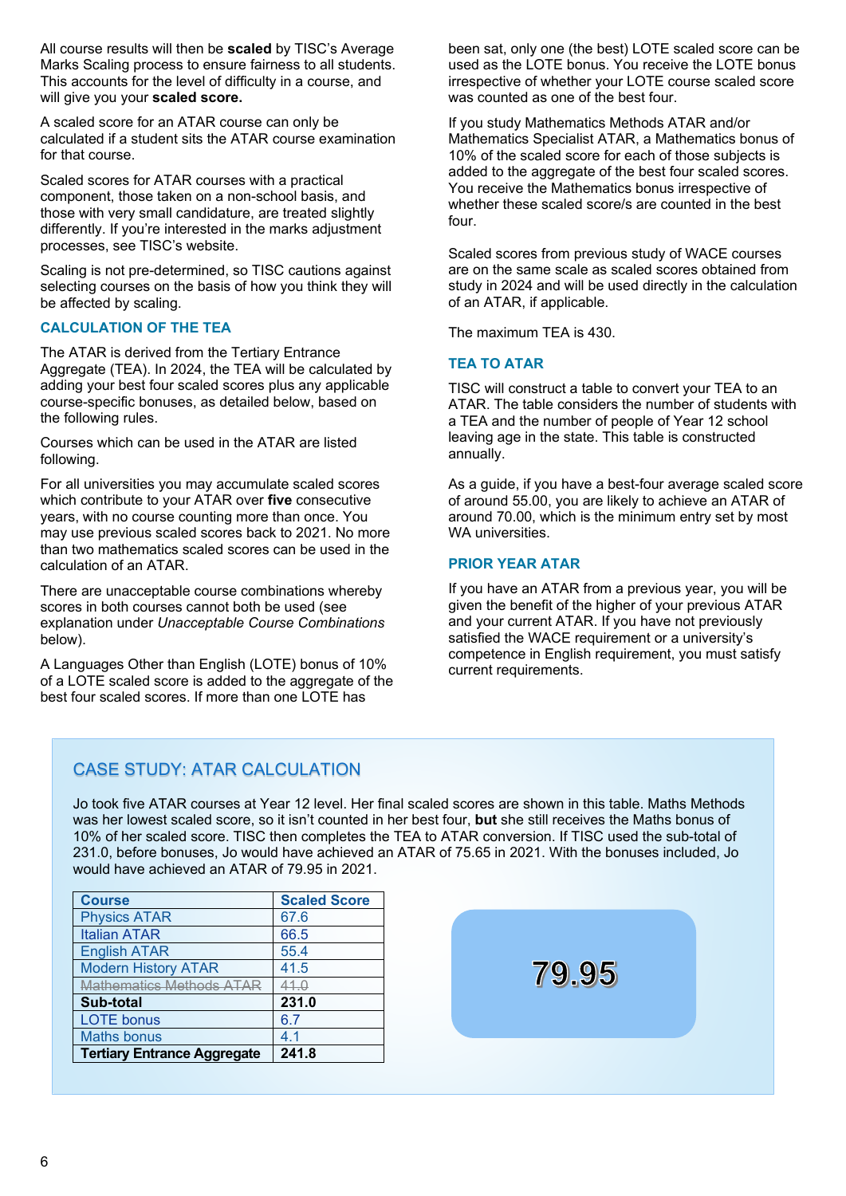All course results will then be **scaled** by TISC's Average Marks Scaling process to ensure fairness to all students. This accounts for the level of difficulty in a course, and will give you your **scaled score.**

A scaled score for an ATAR course can only be calculated if a student sits the ATAR course examination for that course.

Scaled scores for ATAR courses with a practical component, those taken on a non-school basis, and those with very small candidature, are treated slightly differently. If you're interested in the marks adjustment processes, see TISC's website.

Scaling is not pre-determined, so TISC cautions against selecting courses on the basis of how you think they will be affected by scaling.

## CALCULATION OF THE TEA

The ATAR is derived from the Tertiary Entrance Aggregate (TEA). In 2024, the TEA will be calculated by adding your best four scaled scores plus any applicable course-specific bonuses, as detailed below, based on the following rules.

Courses which can be used in the ATAR are listed following.

For all universities you may accumulate scaled scores which contribute to your ATAR over **five** consecutive years, with no course counting more than once. You may use previous scaled scores back to 2021. No more than two mathematics scaled scores can be used in the calculation of an ATAR.

There are unacceptable course combinations whereby scores in both courses cannot both be used (see explanation under *Unacceptable Course Combinations* below).

A Languages Other than English (LOTE) bonus of 10% of a LOTE scaled score is added to the aggregate of the best four scaled scores. If more than one LOTE has been sat, only one (the best) LOTE scaled score can be used as the LOTE bonus. You receive the LOTE bonus irrespective of whether your LOTE course scaled score was counted as one of the best four.

If you study Mathematics Methods ATAR and/or Mathematics Specialist ATAR, a Mathematics bonus of 10% of the scaled score for each of those subjects is added to the aggregate of the best four scaled scores. You receive the Mathematics bonus irrespective of whether these scaled score/s are counted in the best four.

Scaled scores from previous study of WACE courses are on the same scale as scaled scores obtained from study in 2024 and will be used directly in the calculation of an ATAR, if applicable.

The maximum TEA is 430.

## TEA TO ATAR

TISC will construct a table to convert your TEA to an ATAR. The table considers the number of students with a TEA and the number of people of Year 12 school leaving age in the state. This table is constructed annually.

As a guide, if you have a best-four average scaled score of around 55.00, you are likely to achieve an ATAR of around 70.00, which is the minimum entry set by most WA universities.

## PRIOR YEAR ATAR

If you have an ATAR from a previous year, you will be given the benefit of the higher of your previous ATAR and your current ATAR. If you have not previously satisfied the WACE requirement or a university's competence in English requirement, you must satisfy current requirements.

## CASE STUDY: ATAR CALCULATION

Jo took five ATAR courses at Year 12 level. Her final scaled scores are shown in this table. Maths Methods was her lowest scaled score, so it isn't counted in her best four, **but** she still receives the Maths bonus of 10% of her scaled score. TISC then completes the TEA to ATAR conversion. If TISC used the sub-total of 231.0, before bonuses, Jo would have achieved an ATAR of 75.65 in 2021. With the bonuses included, Jo would have achieved an ATAR of 79.95 in 2021.

| Course | Scaled Score |
|---|---|
| Physics ATAR | 67.6 |
| Italian ATAR | 66.5 |
| English ATAR | 55.4 |
| Modern History ATAR | 41.5 |
| ~~Mathematics Methods ATAR~~ | ~~41.0~~ |
| **Sub-total** | **231.0** |
| LOTE bonus | 6.7 |
| Maths bonus | 4.1 |
| **Tertiary Entrance Aggregate** | **241.8** |

**79.95**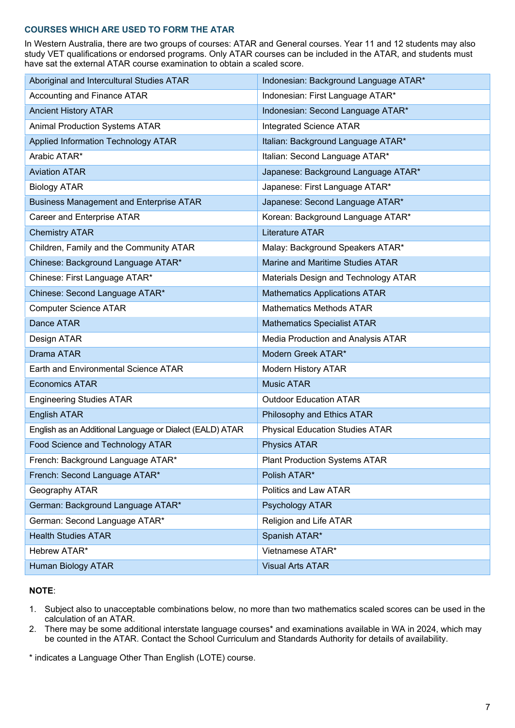### COURSES WHICH ARE USED TO FORM THE ATAR

In Western Australia, there are two groups of courses: ATAR and General courses. Year 11 and 12 students may also study VET qualifications or endorsed programs. Only ATAR courses can be included in the ATAR, and students must have sat the external ATAR course examination to obtain a scaled score.

| | |
|---|---|
| Aboriginal and Intercultural Studies ATAR | Indonesian: Background Language ATAR* |
| Accounting and Finance ATAR | Indonesian: First Language ATAR* |
| Ancient History ATAR | Indonesian: Second Language ATAR* |
| Animal Production Systems ATAR | Integrated Science ATAR |
| Applied Information Technology ATAR | Italian: Background Language ATAR* |
| Arabic ATAR* | Italian: Second Language ATAR* |
| Aviation ATAR | Japanese: Background Language ATAR* |
| Biology ATAR | Japanese: First Language ATAR* |
| Business Management and Enterprise ATAR | Japanese: Second Language ATAR* |
| Career and Enterprise ATAR | Korean: Background Language ATAR* |
| Chemistry ATAR | Literature ATAR |
| Children, Family and the Community ATAR | Malay: Background Speakers ATAR* |
| Chinese: Background Language ATAR* | Marine and Maritime Studies ATAR |
| Chinese: First Language ATAR* | Materials Design and Technology ATAR |
| Chinese: Second Language ATAR* | Mathematics Applications ATAR |
| Computer Science ATAR | Mathematics Methods ATAR |
| Dance ATAR | Mathematics Specialist ATAR |
| Design ATAR | Media Production and Analysis ATAR |
| Drama ATAR | Modern Greek ATAR* |
| Earth and Environmental Science ATAR | Modern History ATAR |
| Economics ATAR | Music ATAR |
| Engineering Studies ATAR | Outdoor Education ATAR |
| English ATAR | Philosophy and Ethics ATAR |
| English as an Additional Language or Dialect (EALD) ATAR | Physical Education Studies ATAR |
| Food Science and Technology ATAR | Physics ATAR |
| French: Background Language ATAR* | Plant Production Systems ATAR |
| French: Second Language ATAR* | Polish ATAR* |
| Geography ATAR | Politics and Law ATAR |
| German: Background Language ATAR* | Psychology ATAR |
| German: Second Language ATAR* | Religion and Life ATAR |
| Health Studies ATAR | Spanish ATAR* |
| Hebrew ATAR* | Vietnamese ATAR* |
| Human Biology ATAR | Visual Arts ATAR |

**NOTE**:

1. Subject also to unacceptable combinations below, no more than two mathematics scaled scores can be used in the calculation of an ATAR.
2. There may be some additional interstate language courses* and examinations available in WA in 2024, which may be counted in the ATAR. Contact the School Curriculum and Standards Authority for details of availability.

* indicates a Language Other Than English (LOTE) course.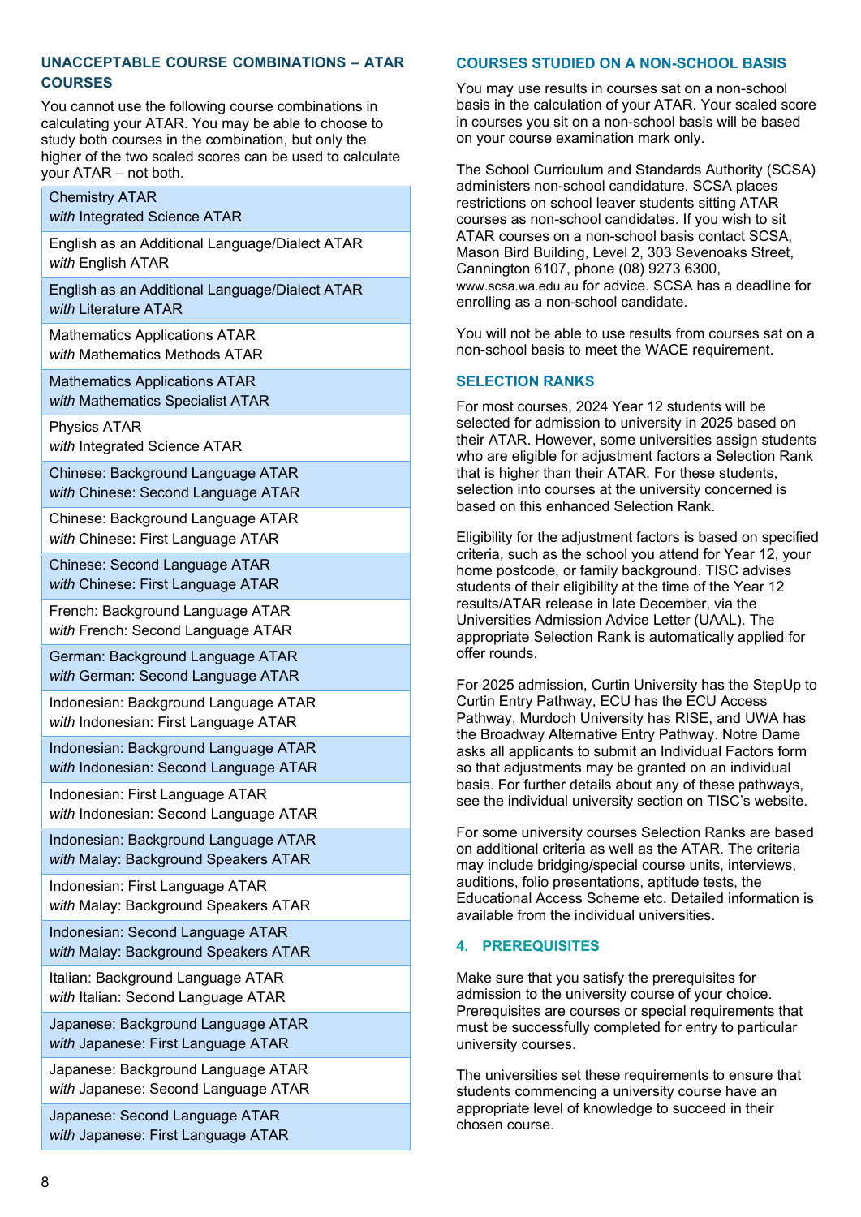## UNACCEPTABLE COURSE COMBINATIONS – ATAR COURSES

You cannot use the following course combinations in calculating your ATAR. You may be able to choose to study both courses in the combination, but only the higher of the two scaled scores can be used to calculate your ATAR – not both.

| |
|---|
| Chemistry ATAR<br>*with* Integrated Science ATAR |
| English as an Additional Language/Dialect ATAR<br>*with* English ATAR |
| English as an Additional Language/Dialect ATAR<br>*with* Literature ATAR |
| Mathematics Applications ATAR<br>*with* Mathematics Methods ATAR |
| Mathematics Applications ATAR<br>*with* Mathematics Specialist ATAR |
| Physics ATAR<br>*with* Integrated Science ATAR |
| Chinese: Background Language ATAR<br>*with* Chinese: Second Language ATAR |
| Chinese: Background Language ATAR<br>*with* Chinese: First Language ATAR |
| Chinese: Second Language ATAR<br>*with* Chinese: First Language ATAR |
| French: Background Language ATAR<br>*with* French: Second Language ATAR |
| German: Background Language ATAR<br>*with* German: Second Language ATAR |
| Indonesian: Background Language ATAR<br>*with* Indonesian: First Language ATAR |
| Indonesian: Background Language ATAR<br>*with* Indonesian: Second Language ATAR |
| Indonesian: First Language ATAR<br>*with* Indonesian: Second Language ATAR |
| Indonesian: Background Language ATAR<br>*with* Malay: Background Speakers ATAR |
| Indonesian: First Language ATAR<br>*with* Malay: Background Speakers ATAR |
| Indonesian: Second Language ATAR<br>*with* Malay: Background Speakers ATAR |
| Italian: Background Language ATAR<br>*with* Italian: Second Language ATAR |
| Japanese: Background Language ATAR<br>*with* Japanese: First Language ATAR |
| Japanese: Background Language ATAR<br>*with* Japanese: Second Language ATAR |
| Japanese: Second Language ATAR<br>*with* Japanese: First Language ATAR |

## COURSES STUDIED ON A NON-SCHOOL BASIS

You may use results in courses sat on a non-school basis in the calculation of your ATAR. Your scaled score in courses you sit on a non-school basis will be based on your course examination mark only.

The School Curriculum and Standards Authority (SCSA) administers non-school candidature. SCSA places restrictions on school leaver students sitting ATAR courses as non-school candidates. If you wish to sit ATAR courses on a non-school basis contact SCSA, Mason Bird Building, Level 2, 303 Sevenoaks Street, Cannington 6107, phone (08) 9273 6300, www.scsa.wa.edu.au for advice. SCSA has a deadline for enrolling as a non-school candidate.

You will not be able to use results from courses sat on a non-school basis to meet the WACE requirement.

## SELECTION RANKS

For most courses, 2024 Year 12 students will be selected for admission to university in 2025 based on their ATAR. However, some universities assign students who are eligible for adjustment factors a Selection Rank that is higher than their ATAR. For these students, selection into courses at the university concerned is based on this enhanced Selection Rank.

Eligibility for the adjustment factors is based on specified criteria, such as the school you attend for Year 12, your home postcode, or family background. TISC advises students of their eligibility at the time of the Year 12 results/ATAR release in late December, via the Universities Admission Advice Letter (UAAL). The appropriate Selection Rank is automatically applied for offer rounds.

For 2025 admission, Curtin University has the StepUp to Curtin Entry Pathway, ECU has the ECU Access Pathway, Murdoch University has RISE, and UWA has the Broadway Alternative Entry Pathway. Notre Dame asks all applicants to submit an Individual Factors form so that adjustments may be granted on an individual basis. For further details about any of these pathways, see the individual university section on TISC's website.

For some university courses Selection Ranks are based on additional criteria as well as the ATAR. The criteria may include bridging/special course units, interviews, auditions, folio presentations, aptitude tests, the Educational Access Scheme etc. Detailed information is available from the individual universities.

## 4. PREREQUISITES

Make sure that you satisfy the prerequisites for admission to the university course of your choice. Prerequisites are courses or special requirements that must be successfully completed for entry to particular university courses.

The universities set these requirements to ensure that students commencing a university course have an appropriate level of knowledge to succeed in their chosen course.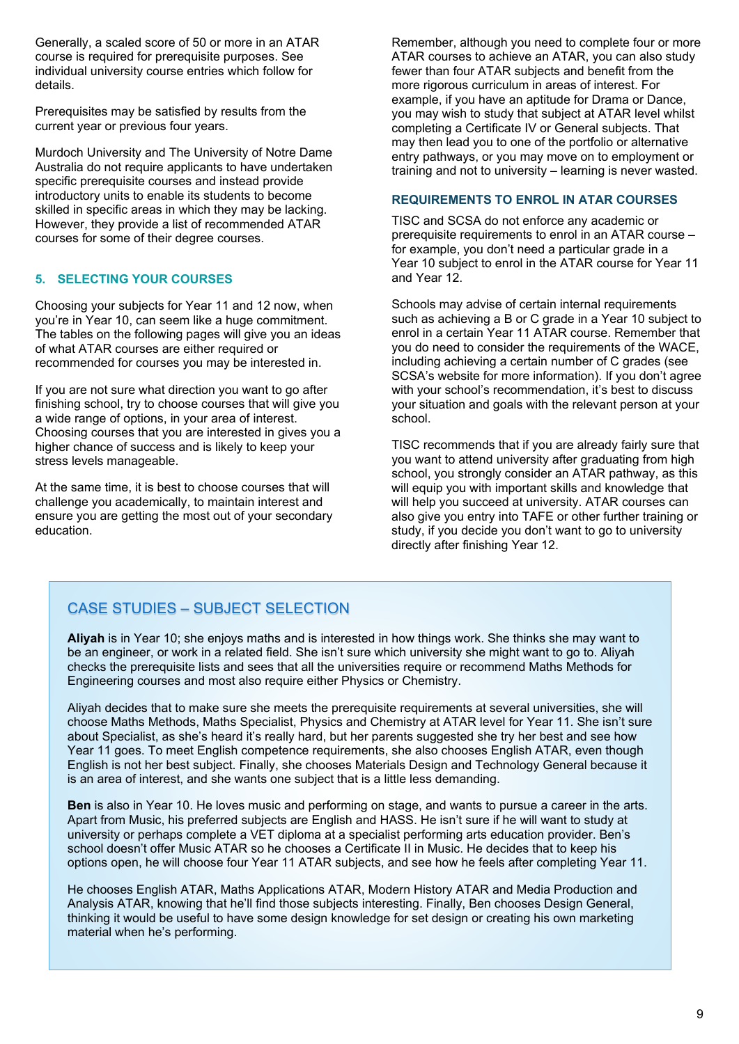Generally, a scaled score of 50 or more in an ATAR course is required for prerequisite purposes. See individual university course entries which follow for details.

Prerequisites may be satisfied by results from the current year or previous four years.

Murdoch University and The University of Notre Dame Australia do not require applicants to have undertaken specific prerequisite courses and instead provide introductory units to enable its students to become skilled in specific areas in which they may be lacking. However, they provide a list of recommended ATAR courses for some of their degree courses.

## 5. SELECTING YOUR COURSES

Choosing your subjects for Year 11 and 12 now, when you're in Year 10, can seem like a huge commitment. The tables on the following pages will give you an ideas of what ATAR courses are either required or recommended for courses you may be interested in.

If you are not sure what direction you want to go after finishing school, try to choose courses that will give you a wide range of options, in your area of interest. Choosing courses that you are interested in gives you a higher chance of success and is likely to keep your stress levels manageable.

At the same time, it is best to choose courses that will challenge you academically, to maintain interest and ensure you are getting the most out of your secondary education.

Remember, although you need to complete four or more ATAR courses to achieve an ATAR, you can also study fewer than four ATAR subjects and benefit from the more rigorous curriculum in areas of interest. For example, if you have an aptitude for Drama or Dance, you may wish to study that subject at ATAR level whilst completing a Certificate IV or General subjects. That may then lead you to one of the portfolio or alternative entry pathways, or you may move on to employment or training and not to university – learning is never wasted.

### REQUIREMENTS TO ENROL IN ATAR COURSES

TISC and SCSA do not enforce any academic or prerequisite requirements to enrol in an ATAR course – for example, you don't need a particular grade in a Year 10 subject to enrol in the ATAR course for Year 11 and Year 12.

Schools may advise of certain internal requirements such as achieving a B or C grade in a Year 10 subject to enrol in a certain Year 11 ATAR course. Remember that you do need to consider the requirements of the WACE, including achieving a certain number of C grades (see SCSA's website for more information). If you don't agree with your school's recommendation, it's best to discuss your situation and goals with the relevant person at your school.

TISC recommends that if you are already fairly sure that you want to attend university after graduating from high school, you strongly consider an ATAR pathway, as this will equip you with important skills and knowledge that will help you succeed at university. ATAR courses can also give you entry into TAFE or other further training or study, if you decide you don't want to go to university directly after finishing Year 12.

### CASE STUDIES – SUBJECT SELECTION

**Aliyah** is in Year 10; she enjoys maths and is interested in how things work. She thinks she may want to be an engineer, or work in a related field. She isn't sure which university she might want to go to. Aliyah checks the prerequisite lists and sees that all the universities require or recommend Maths Methods for Engineering courses and most also require either Physics or Chemistry.

Aliyah decides that to make sure she meets the prerequisite requirements at several universities, she will choose Maths Methods, Maths Specialist, Physics and Chemistry at ATAR level for Year 11. She isn't sure about Specialist, as she's heard it's really hard, but her parents suggested she try her best and see how Year 11 goes. To meet English competence requirements, she also chooses English ATAR, even though English is not her best subject. Finally, she chooses Materials Design and Technology General because it is an area of interest, and she wants one subject that is a little less demanding.

**Ben** is also in Year 10. He loves music and performing on stage, and wants to pursue a career in the arts. Apart from Music, his preferred subjects are English and HASS. He isn't sure if he will want to study at university or perhaps complete a VET diploma at a specialist performing arts education provider. Ben's school doesn't offer Music ATAR so he chooses a Certificate II in Music. He decides that to keep his options open, he will choose four Year 11 ATAR subjects, and see how he feels after completing Year 11.

He chooses English ATAR, Maths Applications ATAR, Modern History ATAR and Media Production and Analysis ATAR, knowing that he'll find those subjects interesting. Finally, Ben chooses Design General, thinking it would be useful to have some design knowledge for set design or creating his own marketing material when he's performing.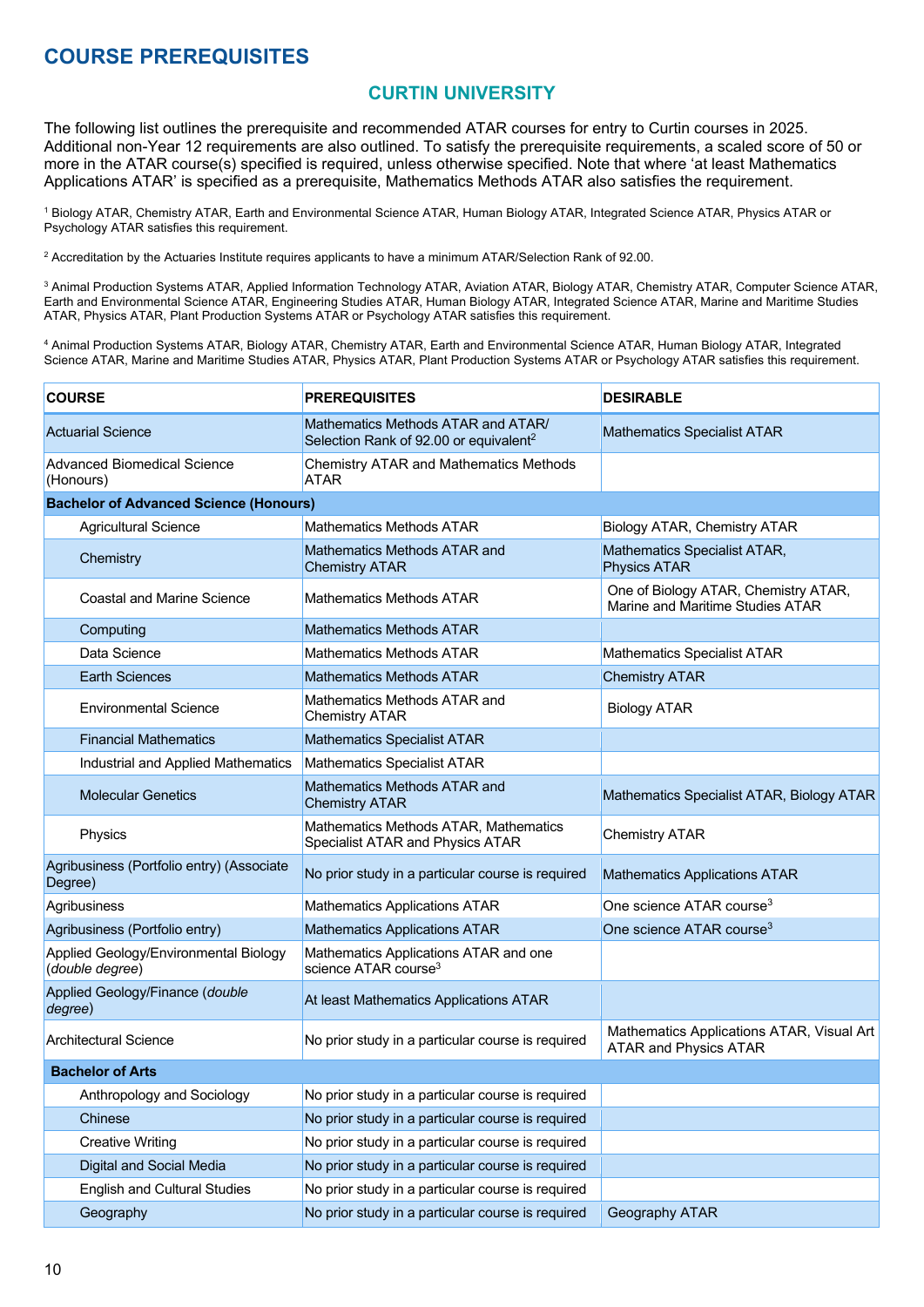# COURSE PREREQUISITES

## CURTIN UNIVERSITY

The following list outlines the prerequisite and recommended ATAR courses for entry to Curtin courses in 2025. Additional non-Year 12 requirements are also outlined. To satisfy the prerequisite requirements, a scaled score of 50 or more in the ATAR course(s) specified is required, unless otherwise specified. Note that where 'at least Mathematics Applications ATAR' is specified as a prerequisite, Mathematics Methods ATAR also satisfies the requirement.

[1] Biology ATAR, Chemistry ATAR, Earth and Environmental Science ATAR, Human Biology ATAR, Integrated Science ATAR, Physics ATAR or Psychology ATAR satisfies this requirement.

[2] Accreditation by the Actuaries Institute requires applicants to have a minimum ATAR/Selection Rank of 92.00.

[3] Animal Production Systems ATAR, Applied Information Technology ATAR, Aviation ATAR, Biology ATAR, Chemistry ATAR, Computer Science ATAR, Earth and Environmental Science ATAR, Engineering Studies ATAR, Human Biology ATAR, Integrated Science ATAR, Marine and Maritime Studies ATAR, Physics ATAR, Plant Production Systems ATAR or Psychology ATAR satisfies this requirement.

[4] Animal Production Systems ATAR, Biology ATAR, Chemistry ATAR, Earth and Environmental Science ATAR, Human Biology ATAR, Integrated Science ATAR, Marine and Maritime Studies ATAR, Physics ATAR, Plant Production Systems ATAR or Psychology ATAR satisfies this requirement.

| COURSE | PREREQUISITES | DESIRABLE |
|---|---|---|
| Actuarial Science | Mathematics Methods ATAR and ATAR/ Selection Rank of 92.00 or equivalent[2] | Mathematics Specialist ATAR |
| Advanced Biomedical Science (Honours) | Chemistry ATAR and Mathematics Methods ATAR | |
| **Bachelor of Advanced Science (Honours)** | | |
| Agricultural Science | Mathematics Methods ATAR | Biology ATAR, Chemistry ATAR |
| Chemistry | Mathematics Methods ATAR and Chemistry ATAR | Mathematics Specialist ATAR, Physics ATAR |
| Coastal and Marine Science | Mathematics Methods ATAR | One of Biology ATAR, Chemistry ATAR, Marine and Maritime Studies ATAR |
| Computing | Mathematics Methods ATAR | |
| Data Science | Mathematics Methods ATAR | Mathematics Specialist ATAR |
| Earth Sciences | Mathematics Methods ATAR | Chemistry ATAR |
| Environmental Science | Mathematics Methods ATAR and Chemistry ATAR | Biology ATAR |
| Financial Mathematics | Mathematics Specialist ATAR | |
| Industrial and Applied Mathematics | Mathematics Specialist ATAR | |
| Molecular Genetics | Mathematics Methods ATAR and Chemistry ATAR | Mathematics Specialist ATAR, Biology ATAR |
| Physics | Mathematics Methods ATAR, Mathematics Specialist ATAR and Physics ATAR | Chemistry ATAR |
| Agribusiness (Portfolio entry) (Associate Degree) | No prior study in a particular course is required | Mathematics Applications ATAR |
| Agribusiness | Mathematics Applications ATAR | One science ATAR course[3] |
| Agribusiness (Portfolio entry) | Mathematics Applications ATAR | One science ATAR course[3] |
| Applied Geology/Environmental Biology (*double degree*) | Mathematics Applications ATAR and one science ATAR course[3] | |
| Applied Geology/Finance (*double degree*) | At least Mathematics Applications ATAR | |
| Architectural Science | No prior study in a particular course is required | Mathematics Applications ATAR, Visual Art ATAR and Physics ATAR |
| **Bachelor of Arts** | | |
| Anthropology and Sociology | No prior study in a particular course is required | |
| Chinese | No prior study in a particular course is required | |
| Creative Writing | No prior study in a particular course is required | |
| Digital and Social Media | No prior study in a particular course is required | |
| English and Cultural Studies | No prior study in a particular course is required | |
| Geography | No prior study in a particular course is required | Geography ATAR |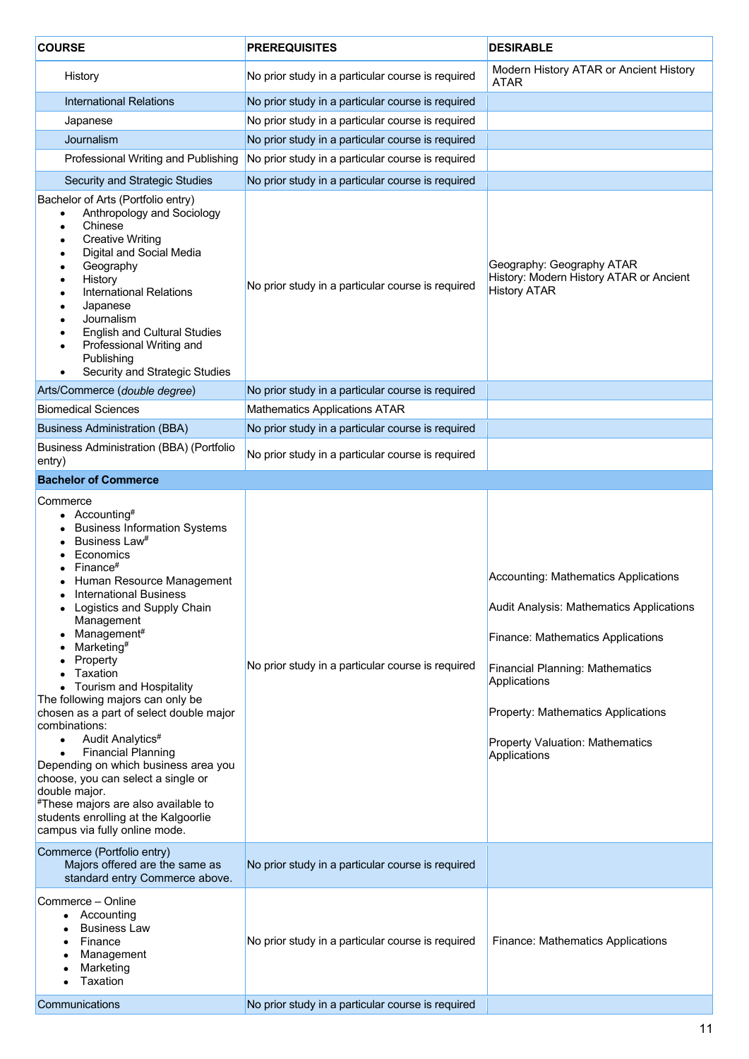| COURSE | PREREQUISITES | DESIRABLE |
|---|---|---|
| History | No prior study in a particular course is required | Modern History ATAR or Ancient History ATAR |
| International Relations | No prior study in a particular course is required | |
| Japanese | No prior study in a particular course is required | |
| Journalism | No prior study in a particular course is required | |
| Professional Writing and Publishing | No prior study in a particular course is required | |
| Security and Strategic Studies | No prior study in a particular course is required | |
| Bachelor of Arts (Portfolio entry)<br>• Anthropology and Sociology<br>• Chinese<br>• Creative Writing<br>• Digital and Social Media<br>• Geography<br>• History<br>• International Relations<br>• Japanese<br>• Journalism<br>• English and Cultural Studies<br>• Professional Writing and Publishing<br>• Security and Strategic Studies | No prior study in a particular course is required | Geography: Geography ATAR<br>History: Modern History ATAR or Ancient History ATAR |
| Arts/Commerce (*double degree*) | No prior study in a particular course is required | |
| Biomedical Sciences | Mathematics Applications ATAR | |
| Business Administration (BBA) | No prior study in a particular course is required | |
| Business Administration (BBA) (Portfolio entry) | No prior study in a particular course is required | |
| **Bachelor of Commerce** | | |
| Commerce<br>• Accounting#<br>• Business Information Systems<br>• Business Law#<br>• Economics<br>• Finance#<br>• Human Resource Management<br>• International Business<br>• Logistics and Supply Chain Management<br>• Management#<br>• Marketing#<br>• Property<br>• Taxation<br>• Tourism and Hospitality<br>The following majors can only be chosen as a part of select double major combinations:<br>• Audit Analytics#<br>• Financial Planning<br>Depending on which business area you choose, you can select a single or double major.<br>#These majors are also available to students enrolling at the Kalgoorlie campus via fully online mode. | No prior study in a particular course is required | Accounting: Mathematics Applications<br><br>Audit Analysis: Mathematics Applications<br><br>Finance: Mathematics Applications<br><br>Financial Planning: Mathematics Applications<br><br>Property: Mathematics Applications<br><br>Property Valuation: Mathematics Applications |
| Commerce (Portfolio entry)<br>Majors offered are the same as standard entry Commerce above. | No prior study in a particular course is required | |
| Commerce – Online<br>• Accounting<br>• Business Law<br>• Finance<br>• Management<br>• Marketing<br>• Taxation | No prior study in a particular course is required | Finance: Mathematics Applications |
| Communications | No prior study in a particular course is required | |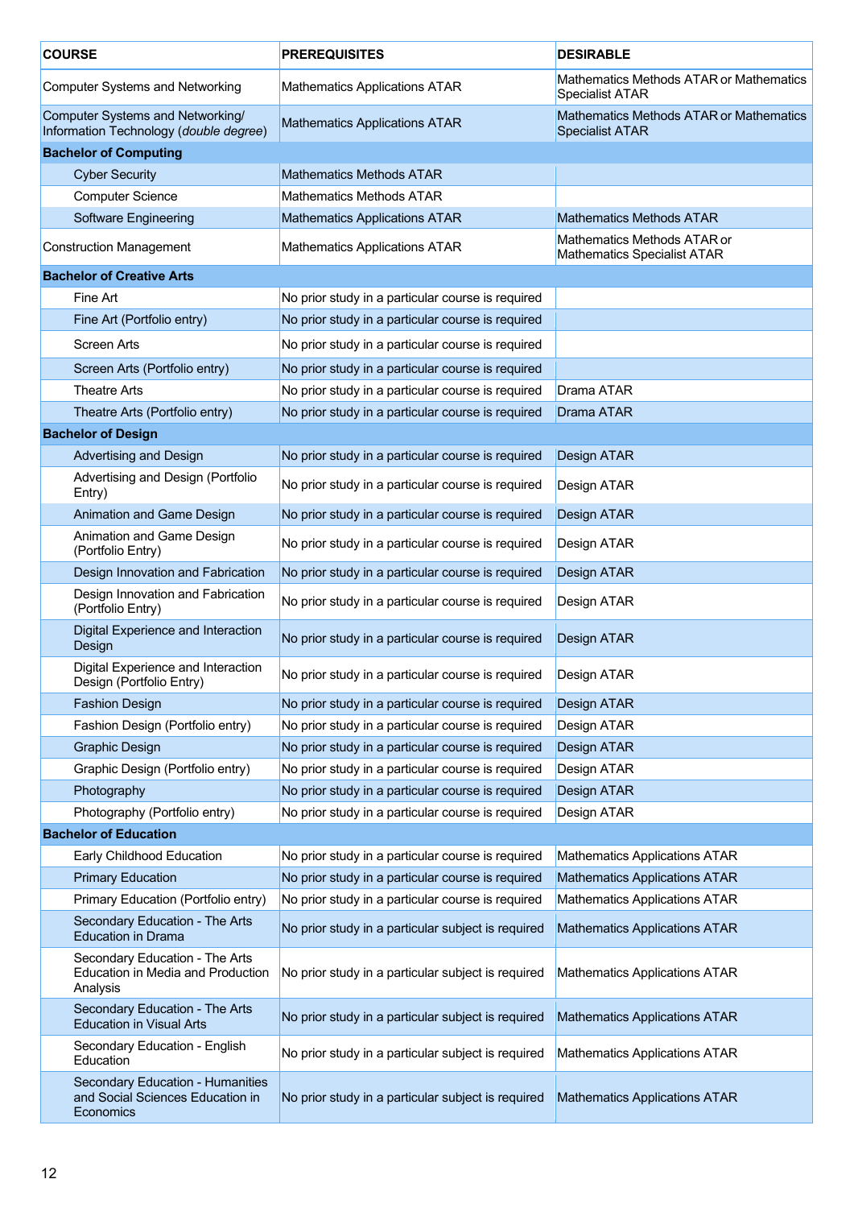| COURSE | PREREQUISITES | DESIRABLE |
|---|---|---|
| Computer Systems and Networking | Mathematics Applications ATAR | Mathematics Methods ATAR or Mathematics Specialist ATAR |
| Computer Systems and Networking/ Information Technology (*double degree*) | Mathematics Applications ATAR | Mathematics Methods ATAR or Mathematics Specialist ATAR |
| **Bachelor of Computing** | | |
| Cyber Security | Mathematics Methods ATAR | |
| Computer Science | Mathematics Methods ATAR | |
| Software Engineering | Mathematics Applications ATAR | Mathematics Methods ATAR |
| Construction Management | Mathematics Applications ATAR | Mathematics Methods ATAR or Mathematics Specialist ATAR |
| **Bachelor of Creative Arts** | | |
| Fine Art | No prior study in a particular course is required | |
| Fine Art (Portfolio entry) | No prior study in a particular course is required | |
| Screen Arts | No prior study in a particular course is required | |
| Screen Arts (Portfolio entry) | No prior study in a particular course is required | |
| Theatre Arts | No prior study in a particular course is required | Drama ATAR |
| Theatre Arts (Portfolio entry) | No prior study in a particular course is required | Drama ATAR |
| **Bachelor of Design** | | |
| Advertising and Design | No prior study in a particular course is required | Design ATAR |
| Advertising and Design (Portfolio Entry) | No prior study in a particular course is required | Design ATAR |
| Animation and Game Design | No prior study in a particular course is required | Design ATAR |
| Animation and Game Design (Portfolio Entry) | No prior study in a particular course is required | Design ATAR |
| Design Innovation and Fabrication | No prior study in a particular course is required | Design ATAR |
| Design Innovation and Fabrication (Portfolio Entry) | No prior study in a particular course is required | Design ATAR |
| Digital Experience and Interaction Design | No prior study in a particular course is required | Design ATAR |
| Digital Experience and Interaction Design (Portfolio Entry) | No prior study in a particular course is required | Design ATAR |
| Fashion Design | No prior study in a particular course is required | Design ATAR |
| Fashion Design (Portfolio entry) | No prior study in a particular course is required | Design ATAR |
| Graphic Design | No prior study in a particular course is required | Design ATAR |
| Graphic Design (Portfolio entry) | No prior study in a particular course is required | Design ATAR |
| Photography | No prior study in a particular course is required | Design ATAR |
| Photography (Portfolio entry) | No prior study in a particular course is required | Design ATAR |
| **Bachelor of Education** | | |
| Early Childhood Education | No prior study in a particular course is required | Mathematics Applications ATAR |
| Primary Education | No prior study in a particular course is required | Mathematics Applications ATAR |
| Primary Education (Portfolio entry) | No prior study in a particular course is required | Mathematics Applications ATAR |
| Secondary Education - The Arts Education in Drama | No prior study in a particular subject is required | Mathematics Applications ATAR |
| Secondary Education - The Arts Education in Media and Production Analysis | No prior study in a particular subject is required | Mathematics Applications ATAR |
| Secondary Education - The Arts Education in Visual Arts | No prior study in a particular subject is required | Mathematics Applications ATAR |
| Secondary Education - English Education | No prior study in a particular subject is required | Mathematics Applications ATAR |
| Secondary Education - Humanities and Social Sciences Education in Economics | No prior study in a particular subject is required | Mathematics Applications ATAR |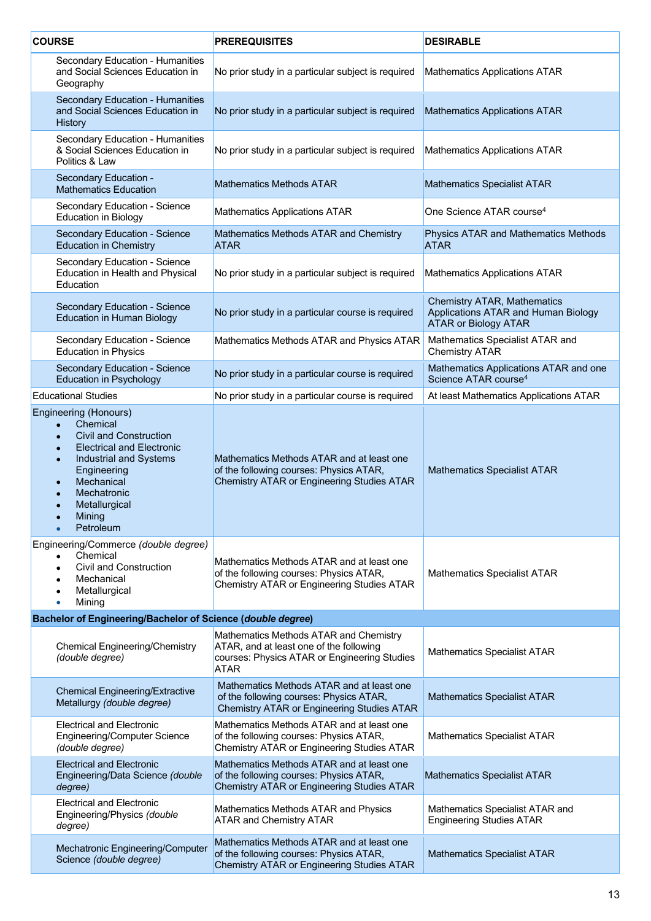| COURSE | PREREQUISITES | DESIRABLE |
|---|---|---|
| Secondary Education - Humanities and Social Sciences Education in Geography | No prior study in a particular subject is required | Mathematics Applications ATAR |
| Secondary Education - Humanities and Social Sciences Education in History | No prior study in a particular subject is required | Mathematics Applications ATAR |
| Secondary Education - Humanities & Social Sciences Education in Politics & Law | No prior study in a particular subject is required | Mathematics Applications ATAR |
| Secondary Education - Mathematics Education | Mathematics Methods ATAR | Mathematics Specialist ATAR |
| Secondary Education - Science Education in Biology | Mathematics Applications ATAR | One Science ATAR course[4] |
| Secondary Education - Science Education in Chemistry | Mathematics Methods ATAR and Chemistry ATAR | Physics ATAR and Mathematics Methods ATAR |
| Secondary Education - Science Education in Health and Physical Education | No prior study in a particular subject is required | Mathematics Applications ATAR |
| Secondary Education - Science Education in Human Biology | No prior study in a particular course is required | Chemistry ATAR, Mathematics Applications ATAR and Human Biology ATAR or Biology ATAR |
| Secondary Education - Science Education in Physics | Mathematics Methods ATAR and Physics ATAR | Mathematics Specialist ATAR and Chemistry ATAR |
| Secondary Education - Science Education in Psychology | No prior study in a particular course is required | Mathematics Applications ATAR and one Science ATAR course[4] |
| Educational Studies | No prior study in a particular course is required | At least Mathematics Applications ATAR |
| Engineering (Honours)<br>• Chemical<br>• Civil and Construction<br>• Electrical and Electronic<br>• Industrial and Systems Engineering<br>• Mechanical<br>• Mechatronic<br>• Metallurgical<br>• Mining<br>• Petroleum | Mathematics Methods ATAR and at least one of the following courses: Physics ATAR, Chemistry ATAR or Engineering Studies ATAR | Mathematics Specialist ATAR |
| Engineering/Commerce *(double degree)*<br>• Chemical<br>• Civil and Construction<br>• Mechanical<br>• Metallurgical<br>• Mining | Mathematics Methods ATAR and at least one of the following courses: Physics ATAR, Chemistry ATAR or Engineering Studies ATAR | Mathematics Specialist ATAR |
| **Bachelor of Engineering/Bachelor of Science (*double degree*)** | | |
| Chemical Engineering/Chemistry *(double degree)* | Mathematics Methods ATAR and Chemistry ATAR, and at least one of the following courses: Physics ATAR or Engineering Studies ATAR | Mathematics Specialist ATAR |
| Chemical Engineering/Extractive Metallurgy *(double degree)* | Mathematics Methods ATAR and at least one of the following courses: Physics ATAR, Chemistry ATAR or Engineering Studies ATAR | Mathematics Specialist ATAR |
| Electrical and Electronic Engineering/Computer Science *(double degree)* | Mathematics Methods ATAR and at least one of the following courses: Physics ATAR, Chemistry ATAR or Engineering Studies ATAR | Mathematics Specialist ATAR |
| Electrical and Electronic Engineering/Data Science *(double degree)* | Mathematics Methods ATAR and at least one of the following courses: Physics ATAR, Chemistry ATAR or Engineering Studies ATAR | Mathematics Specialist ATAR |
| Electrical and Electronic Engineering/Physics *(double degree)* | Mathematics Methods ATAR and Physics ATAR and Chemistry ATAR | Mathematics Specialist ATAR and Engineering Studies ATAR |
| Mechatronic Engineering/Computer Science *(double degree)* | Mathematics Methods ATAR and at least one of the following courses: Physics ATAR, Chemistry ATAR or Engineering Studies ATAR | Mathematics Specialist ATAR |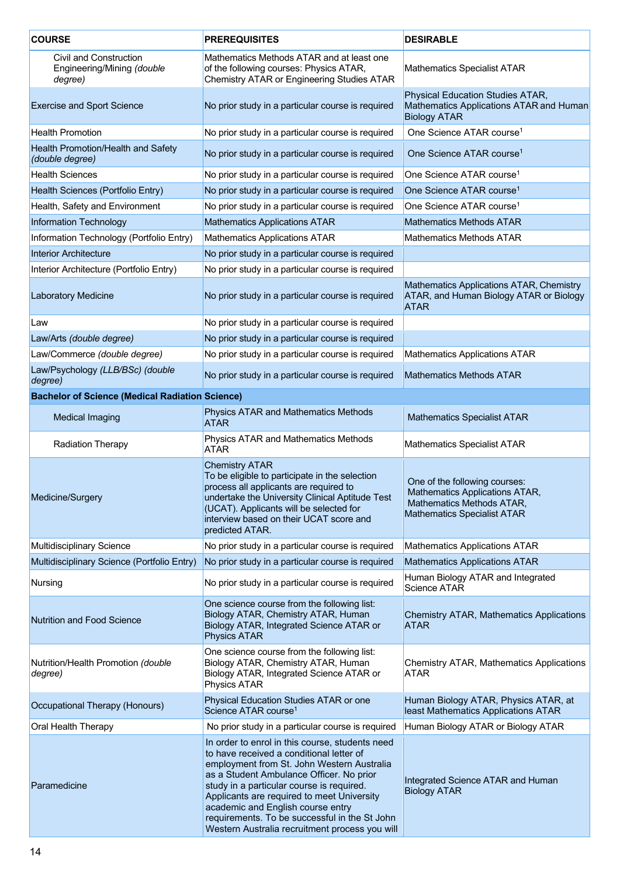| COURSE | PREREQUISITES | DESIRABLE |
|---|---|---|
| Civil and Construction Engineering/Mining *(double degree)* | Mathematics Methods ATAR and at least one of the following courses: Physics ATAR, Chemistry ATAR or Engineering Studies ATAR | Mathematics Specialist ATAR |
| Exercise and Sport Science | No prior study in a particular course is required | Physical Education Studies ATAR, Mathematics Applications ATAR and Human Biology ATAR |
| Health Promotion | No prior study in a particular course is required | One Science ATAR course[1] |
| Health Promotion/Health and Safety *(double degree)* | No prior study in a particular course is required | One Science ATAR course[1] |
| Health Sciences | No prior study in a particular course is required | One Science ATAR course[1] |
| Health Sciences (Portfolio Entry) | No prior study in a particular course is required | One Science ATAR course[1] |
| Health, Safety and Environment | No prior study in a particular course is required | One Science ATAR course[1] |
| Information Technology | Mathematics Applications ATAR | Mathematics Methods ATAR |
| Information Technology (Portfolio Entry) | Mathematics Applications ATAR | Mathematics Methods ATAR |
| Interior Architecture | No prior study in a particular course is required | |
| Interior Architecture (Portfolio Entry) | No prior study in a particular course is required | |
| Laboratory Medicine | No prior study in a particular course is required | Mathematics Applications ATAR, Chemistry ATAR, and Human Biology ATAR or Biology ATAR |
| Law | No prior study in a particular course is required | |
| Law/Arts *(double degree)* | No prior study in a particular course is required | |
| Law/Commerce *(double degree)* | No prior study in a particular course is required | Mathematics Applications ATAR |
| Law/Psychology *(LLB/BSc) (double degree)* | No prior study in a particular course is required | Mathematics Methods ATAR |
| **Bachelor of Science (Medical Radiation Science)** | | |
| Medical Imaging | Physics ATAR and Mathematics Methods ATAR | Mathematics Specialist ATAR |
| Radiation Therapy | Physics ATAR and Mathematics Methods ATAR | Mathematics Specialist ATAR |
| Medicine/Surgery | Chemistry ATAR<br>To be eligible to participate in the selection process all applicants are required to undertake the University Clinical Aptitude Test (UCAT). Applicants will be selected for interview based on their UCAT score and predicted ATAR. | One of the following courses:<br>Mathematics Applications ATAR,<br>Mathematics Methods ATAR,<br>Mathematics Specialist ATAR |
| Multidisciplinary Science | No prior study in a particular course is required | Mathematics Applications ATAR |
| Multidisciplinary Science (Portfolio Entry) | No prior study in a particular course is required | Mathematics Applications ATAR |
| Nursing | No prior study in a particular course is required | Human Biology ATAR and Integrated Science ATAR |
| Nutrition and Food Science | One science course from the following list: Biology ATAR, Chemistry ATAR, Human Biology ATAR, Integrated Science ATAR or Physics ATAR | Chemistry ATAR, Mathematics Applications ATAR |
| Nutrition/Health Promotion *(double degree)* | One science course from the following list: Biology ATAR, Chemistry ATAR, Human Biology ATAR, Integrated Science ATAR or Physics ATAR | Chemistry ATAR, Mathematics Applications ATAR |
| Occupational Therapy (Honours) | Physical Education Studies ATAR or one Science ATAR course[1] | Human Biology ATAR, Physics ATAR, at least Mathematics Applications ATAR |
| Oral Health Therapy | No prior study in a particular course is required | Human Biology ATAR or Biology ATAR |
| Paramedicine | In order to enrol in this course, students need to have received a conditional letter of employment from St. John Western Australia as a Student Ambulance Officer. No prior study in a particular course is required. Applicants are required to meet University academic and English course entry requirements. To be successful in the St John Western Australia recruitment process you will | Integrated Science ATAR and Human Biology ATAR |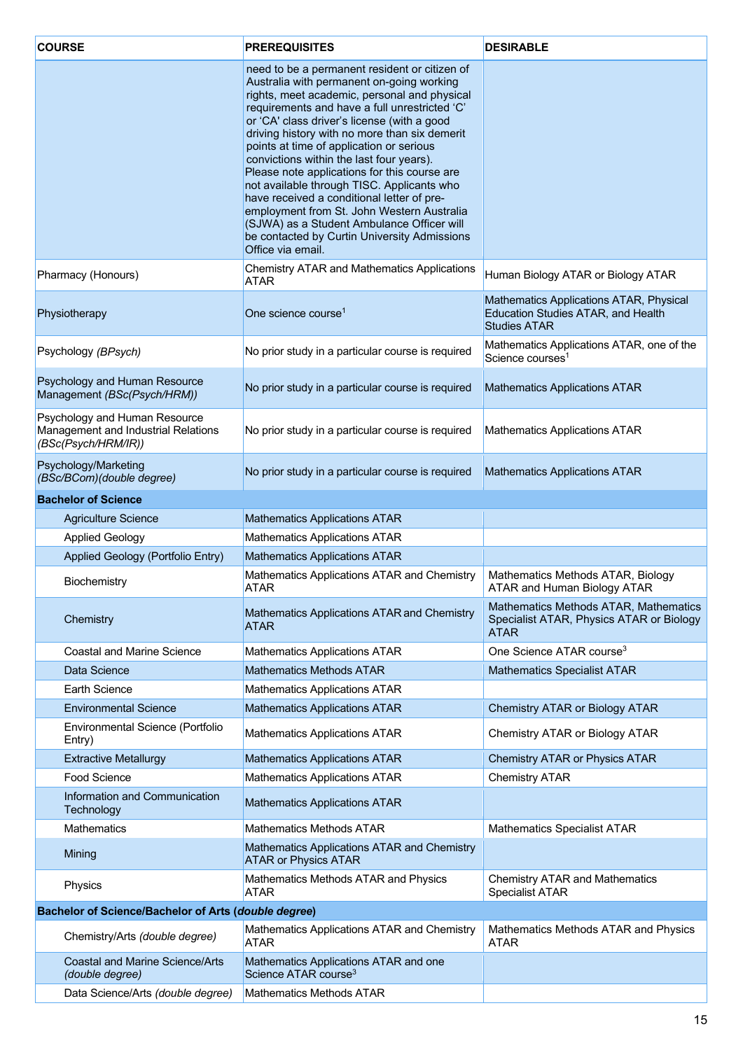| COURSE | PREREQUISITES | DESIRABLE |
|---|---|---|
| | need to be a permanent resident or citizen of Australia with permanent on-going working rights, meet academic, personal and physical requirements and have a full unrestricted 'C' or 'CA' class driver's license (with a good driving history with no more than six demerit points at time of application or serious convictions within the last four years). Please note applications for this course are not available through TISC. Applicants who have received a conditional letter of pre-employment from St. John Western Australia (SJWA) as a Student Ambulance Officer will be contacted by Curtin University Admissions Office via email. | |
| Pharmacy (Honours) | Chemistry ATAR and Mathematics Applications ATAR | Human Biology ATAR or Biology ATAR |
| Physiotherapy | One science course[1] | Mathematics Applications ATAR, Physical Education Studies ATAR, and Health Studies ATAR |
| Psychology *(BPsych)* | No prior study in a particular course is required | Mathematics Applications ATAR, one of the Science courses[1] |
| Psychology and Human Resource Management *(BSc(Psych/HRM))* | No prior study in a particular course is required | Mathematics Applications ATAR |
| Psychology and Human Resource Management and Industrial Relations *(BSc(Psych/HRM/IR))* | No prior study in a particular course is required | Mathematics Applications ATAR |
| Psychology/Marketing *(BSc/BCom)(double degree)* | No prior study in a particular course is required | Mathematics Applications ATAR |
| **Bachelor of Science** | | |
| Agriculture Science | Mathematics Applications ATAR | |
| Applied Geology | Mathematics Applications ATAR | |
| Applied Geology (Portfolio Entry) | Mathematics Applications ATAR | |
| Biochemistry | Mathematics Applications ATAR and Chemistry ATAR | Mathematics Methods ATAR, Biology ATAR and Human Biology ATAR |
| Chemistry | Mathematics Applications ATAR and Chemistry ATAR | Mathematics Methods ATAR, Mathematics Specialist ATAR, Physics ATAR or Biology ATAR |
| Coastal and Marine Science | Mathematics Applications ATAR | One Science ATAR course[3] |
| Data Science | Mathematics Methods ATAR | Mathematics Specialist ATAR |
| Earth Science | Mathematics Applications ATAR | |
| Environmental Science | Mathematics Applications ATAR | Chemistry ATAR or Biology ATAR |
| Environmental Science (Portfolio Entry) | Mathematics Applications ATAR | Chemistry ATAR or Biology ATAR |
| Extractive Metallurgy | Mathematics Applications ATAR | Chemistry ATAR or Physics ATAR |
| Food Science | Mathematics Applications ATAR | Chemistry ATAR |
| Information and Communication Technology | Mathematics Applications ATAR | |
| Mathematics | Mathematics Methods ATAR | Mathematics Specialist ATAR |
| Mining | Mathematics Applications ATAR and Chemistry ATAR or Physics ATAR | |
| Physics | Mathematics Methods ATAR and Physics ATAR | Chemistry ATAR and Mathematics Specialist ATAR |
| **Bachelor of Science/Bachelor of Arts (*double degree*)** | | |
| Chemistry/Arts *(double degree)* | Mathematics Applications ATAR and Chemistry ATAR | Mathematics Methods ATAR and Physics ATAR |
| Coastal and Marine Science/Arts *(double degree)* | Mathematics Applications ATAR and one Science ATAR course[3] | |
| Data Science/Arts *(double degree)* | Mathematics Methods ATAR | |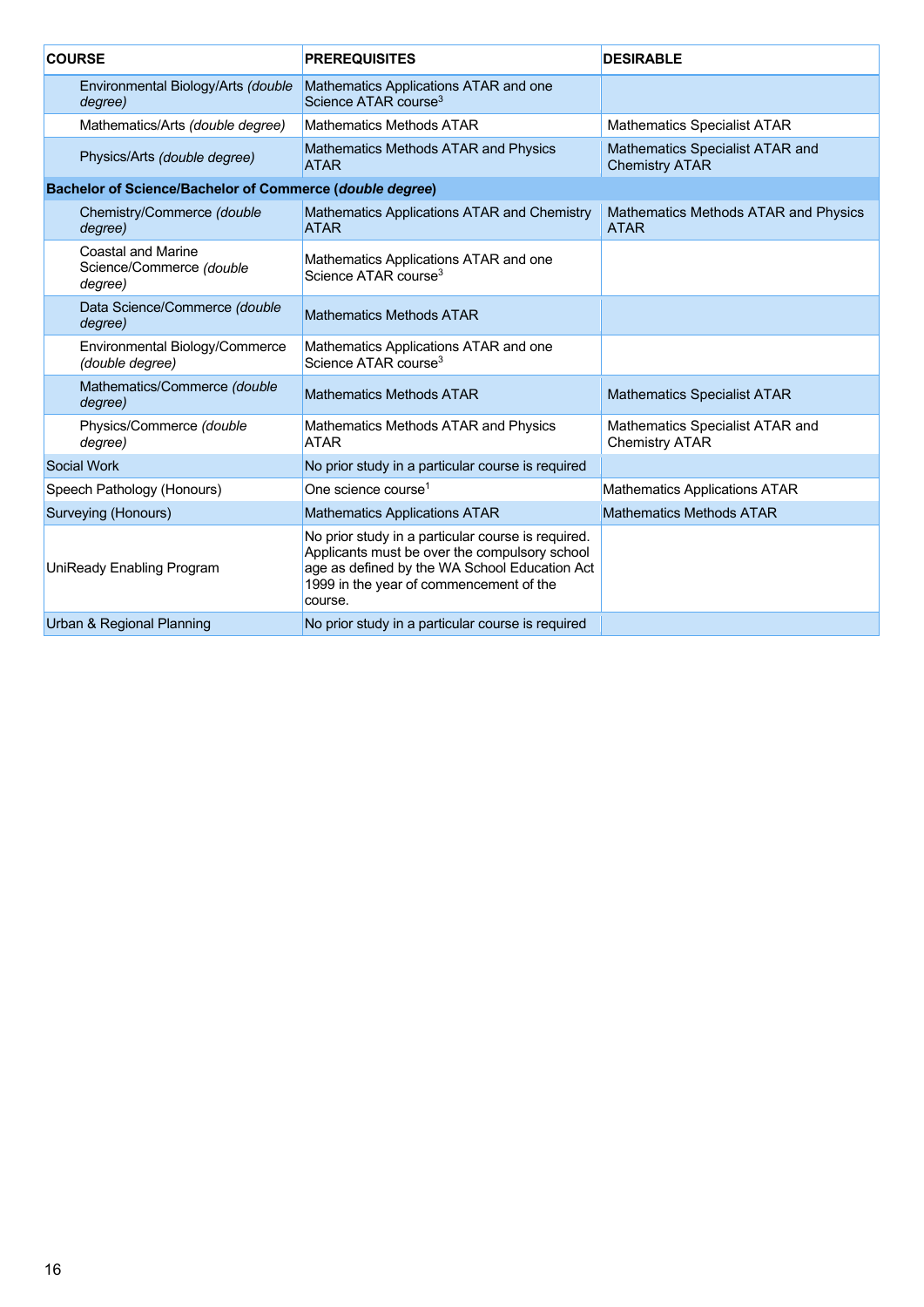| COURSE | PREREQUISITES | DESIRABLE |
|---|---|---|
| Environmental Biology/Arts *(double degree)* | Mathematics Applications ATAR and one Science ATAR course[3] | |
| Mathematics/Arts *(double degree)* | Mathematics Methods ATAR | Mathematics Specialist ATAR |
| Physics/Arts *(double degree)* | Mathematics Methods ATAR and Physics ATAR | Mathematics Specialist ATAR and Chemistry ATAR |
| **Bachelor of Science/Bachelor of Commerce (*double degree*)** | | |
| Chemistry/Commerce *(double degree)* | Mathematics Applications ATAR and Chemistry ATAR | Mathematics Methods ATAR and Physics ATAR |
| Coastal and Marine Science/Commerce *(double degree)* | Mathematics Applications ATAR and one Science ATAR course[3] | |
| Data Science/Commerce *(double degree)* | Mathematics Methods ATAR | |
| Environmental Biology/Commerce *(double degree)* | Mathematics Applications ATAR and one Science ATAR course[3] | |
| Mathematics/Commerce *(double degree)* | Mathematics Methods ATAR | Mathematics Specialist ATAR |
| Physics/Commerce *(double degree)* | Mathematics Methods ATAR and Physics ATAR | Mathematics Specialist ATAR and Chemistry ATAR |
| Social Work | No prior study in a particular course is required | |
| Speech Pathology (Honours) | One science course[1] | Mathematics Applications ATAR |
| Surveying (Honours) | Mathematics Applications ATAR | Mathematics Methods ATAR |
| UniReady Enabling Program | No prior study in a particular course is required. Applicants must be over the compulsory school age as defined by the WA School Education Act 1999 in the year of commencement of the course. | |
| Urban & Regional Planning | No prior study in a particular course is required | |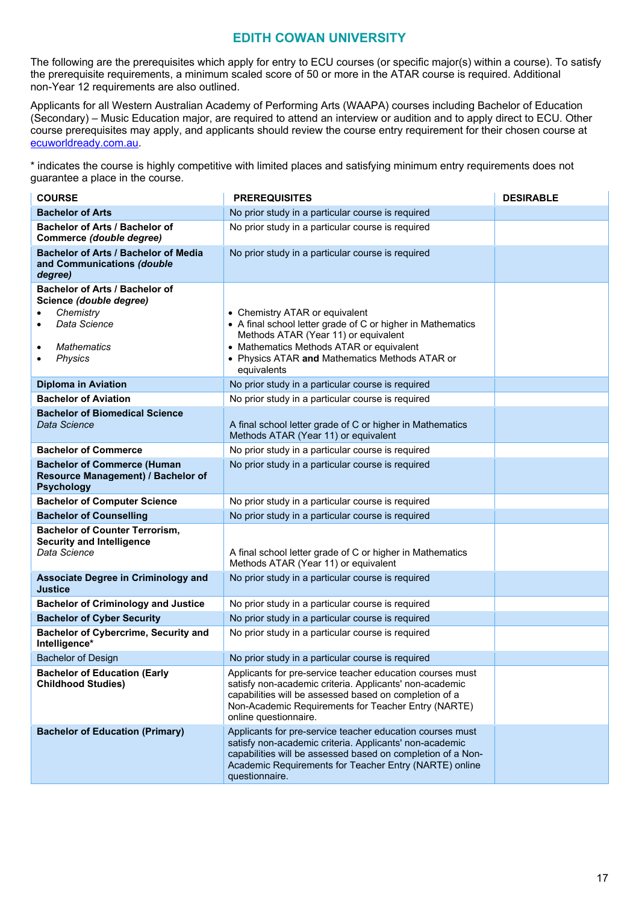## EDITH COWAN UNIVERSITY

The following are the prerequisites which apply for entry to ECU courses (or specific major(s) within a course). To satisfy the prerequisite requirements, a minimum scaled score of 50 or more in the ATAR course is required. Additional non-Year 12 requirements are also outlined.

Applicants for all Western Australian Academy of Performing Arts (WAAPA) courses including Bachelor of Education (Secondary) – Music Education major, are required to attend an interview or audition and to apply direct to ECU. Other course prerequisites may apply, and applicants should review the course entry requirement for their chosen course at [ecuworldready.com.au](ecuworldready.com.au).

* indicates the course is highly competitive with limited places and satisfying minimum entry requirements does not guarantee a place in the course.

| COURSE | PREREQUISITES | DESIRABLE |
|---|---|---|
| **Bachelor of Arts** | No prior study in a particular course is required | |
| **Bachelor of Arts / Bachelor of Commerce *(double degree)*** | No prior study in a particular course is required | |
| **Bachelor of Arts / Bachelor of Media and Communications *(double degree)*** | No prior study in a particular course is required | |
| **Bachelor of Arts / Bachelor of Science *(double degree)*** <br>• *Chemistry* <br>• *Data Science* <br>• *Mathematics* <br>• *Physics* | • Chemistry ATAR or equivalent <br>• A final school letter grade of C or higher in Mathematics Methods ATAR (Year 11) or equivalent <br>• Mathematics Methods ATAR or equivalent <br>• Physics ATAR **and** Mathematics Methods ATAR or equivalents | |
| **Diploma in Aviation** | No prior study in a particular course is required | |
| **Bachelor of Aviation** | No prior study in a particular course is required | |
| **Bachelor of Biomedical Science** <br>*Data Science* | A final school letter grade of C or higher in Mathematics Methods ATAR (Year 11) or equivalent | |
| **Bachelor of Commerce** | No prior study in a particular course is required | |
| **Bachelor of Commerce (Human Resource Management) / Bachelor of Psychology** | No prior study in a particular course is required | |
| **Bachelor of Computer Science** | No prior study in a particular course is required | |
| **Bachelor of Counselling** | No prior study in a particular course is required | |
| **Bachelor of Counter Terrorism, Security and Intelligence** <br>*Data Science* | A final school letter grade of C or higher in Mathematics Methods ATAR (Year 11) or equivalent | |
| **Associate Degree in Criminology and Justice** | No prior study in a particular course is required | |
| **Bachelor of Criminology and Justice** | No prior study in a particular course is required | |
| **Bachelor of Cyber Security** | No prior study in a particular course is required | |
| **Bachelor of Cybercrime, Security and Intelligence*** | No prior study in a particular course is required | |
| Bachelor of Design | No prior study in a particular course is required | |
| **Bachelor of Education (Early Childhood Studies)** | Applicants for pre-service teacher education courses must satisfy non-academic criteria. Applicants' non-academic capabilities will be assessed based on completion of a Non-Academic Requirements for Teacher Entry (NARTE) online questionnaire. | |
| **Bachelor of Education (Primary)** | Applicants for pre-service teacher education courses must satisfy non-academic criteria. Applicants' non-academic capabilities will be assessed based on completion of a Non-Academic Requirements for Teacher Entry (NARTE) online questionnaire. | |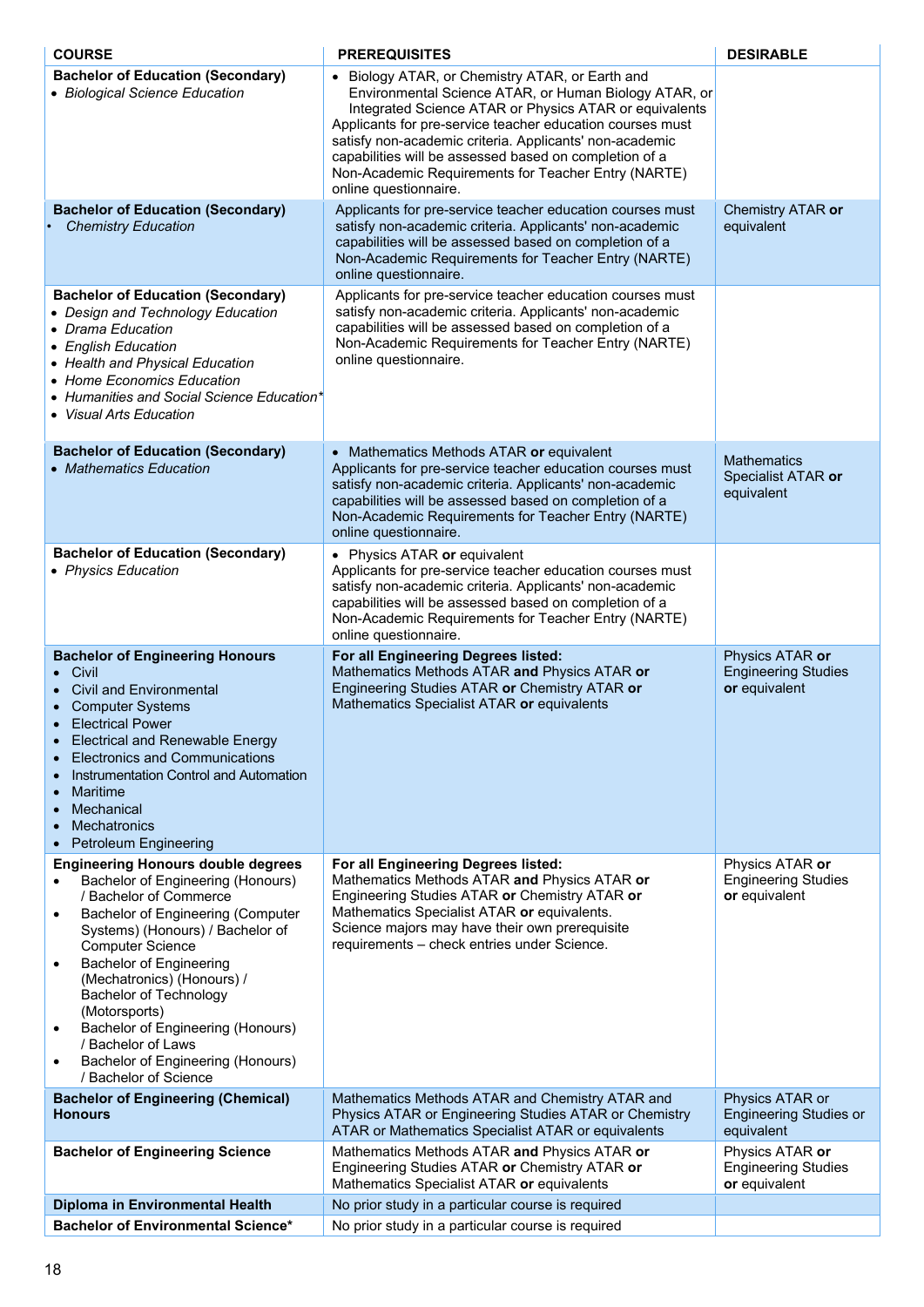| COURSE | PREREQUISITES | DESIRABLE |
|---|---|---|
| **Bachelor of Education (Secondary)**<br>• *Biological Science Education* | • Biology ATAR, or Chemistry ATAR, or Earth and Environmental Science ATAR, or Human Biology ATAR, or Integrated Science ATAR or Physics ATAR or equivalents<br>Applicants for pre-service teacher education courses must satisfy non-academic criteria. Applicants' non-academic capabilities will be assessed based on completion of a Non-Academic Requirements for Teacher Entry (NARTE) online questionnaire. | |
| **Bachelor of Education (Secondary)**<br>• *Chemistry Education* | Applicants for pre-service teacher education courses must satisfy non-academic criteria. Applicants' non-academic capabilities will be assessed based on completion of a Non-Academic Requirements for Teacher Entry (NARTE) online questionnaire. | Chemistry ATAR **or** equivalent |
| **Bachelor of Education (Secondary)**<br>• *Design and Technology Education*<br>• *Drama Education*<br>• *English Education*<br>• *Health and Physical Education*<br>• *Home Economics Education*<br>• *Humanities and Social Science Education**<br>• *Visual Arts Education* | Applicants for pre-service teacher education courses must satisfy non-academic criteria. Applicants' non-academic capabilities will be assessed based on completion of a Non-Academic Requirements for Teacher Entry (NARTE) online questionnaire. | |
| **Bachelor of Education (Secondary)**<br>• *Mathematics Education* | • Mathematics Methods ATAR **or** equivalent<br>Applicants for pre-service teacher education courses must satisfy non-academic criteria. Applicants' non-academic capabilities will be assessed based on completion of a Non-Academic Requirements for Teacher Entry (NARTE) online questionnaire. | Mathematics Specialist ATAR **or** equivalent |
| **Bachelor of Education (Secondary)**<br>• *Physics Education* | • Physics ATAR **or** equivalent<br>Applicants for pre-service teacher education courses must satisfy non-academic criteria. Applicants' non-academic capabilities will be assessed based on completion of a Non-Academic Requirements for Teacher Entry (NARTE) online questionnaire. | |
| **Bachelor of Engineering Honours**<br>• Civil<br>• Civil and Environmental<br>• Computer Systems<br>• Electrical Power<br>• Electrical and Renewable Energy<br>• Electronics and Communications<br>• Instrumentation Control and Automation<br>• Maritime<br>• Mechanical<br>• Mechatronics<br>• Petroleum Engineering | **For all Engineering Degrees listed:**<br>Mathematics Methods ATAR **and** Physics ATAR **or** Engineering Studies ATAR **or** Chemistry ATAR **or** Mathematics Specialist ATAR **or** equivalents | Physics ATAR **or** Engineering Studies **or** equivalent |
| **Engineering Honours double degrees**<br>• Bachelor of Engineering (Honours) / Bachelor of Commerce<br>• Bachelor of Engineering (Computer Systems) (Honours) / Bachelor of Computer Science<br>• Bachelor of Engineering (Mechatronics) (Honours) / Bachelor of Technology (Motorsports)<br>• Bachelor of Engineering (Honours) / Bachelor of Laws<br>• Bachelor of Engineering (Honours) / Bachelor of Science | **For all Engineering Degrees listed:**<br>Mathematics Methods ATAR **and** Physics ATAR **or** Engineering Studies ATAR **or** Chemistry ATAR **or** Mathematics Specialist ATAR **or** equivalents.<br>Science majors may have their own prerequisite requirements – check entries under Science. | Physics ATAR **or** Engineering Studies **or** equivalent |
| **Bachelor of Engineering (Chemical) Honours** | Mathematics Methods ATAR and Chemistry ATAR and Physics ATAR or Engineering Studies ATAR or Chemistry ATAR or Mathematics Specialist ATAR or equivalents | Physics ATAR or Engineering Studies or equivalent |
| **Bachelor of Engineering Science** | Mathematics Methods ATAR **and** Physics ATAR **or** Engineering Studies ATAR **or** Chemistry ATAR **or** Mathematics Specialist ATAR **or** equivalents | Physics ATAR **or** Engineering Studies **or** equivalent |
| **Diploma in Environmental Health** | No prior study in a particular course is required | |
| **Bachelor of Environmental Science*** | No prior study in a particular course is required | |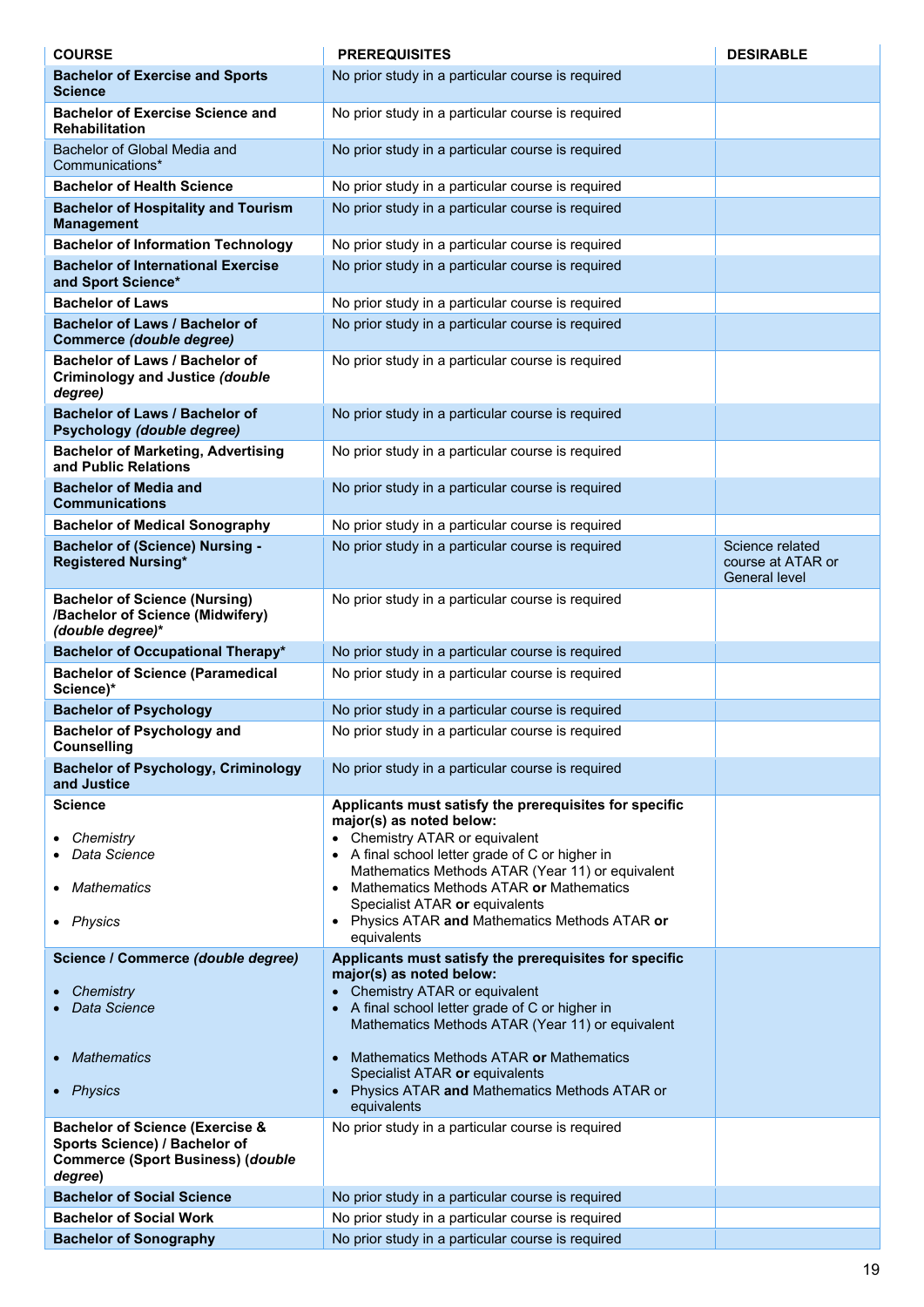| COURSE | PREREQUISITES | DESIRABLE |
|---|---|---|
| **Bachelor of Exercise and Sports Science** | No prior study in a particular course is required | |
| **Bachelor of Exercise Science and Rehabilitation** | No prior study in a particular course is required | |
| Bachelor of Global Media and Communications* | No prior study in a particular course is required | |
| **Bachelor of Health Science** | No prior study in a particular course is required | |
| **Bachelor of Hospitality and Tourism Management** | No prior study in a particular course is required | |
| **Bachelor of Information Technology** | No prior study in a particular course is required | |
| **Bachelor of International Exercise and Sport Science*** | No prior study in a particular course is required | |
| **Bachelor of Laws** | No prior study in a particular course is required | |
| **Bachelor of Laws / Bachelor of Commerce *(double degree)*** | No prior study in a particular course is required | |
| **Bachelor of Laws / Bachelor of Criminology and Justice *(double degree)*** | No prior study in a particular course is required | |
| **Bachelor of Laws / Bachelor of Psychology *(double degree)*** | No prior study in a particular course is required | |
| **Bachelor of Marketing, Advertising and Public Relations** | No prior study in a particular course is required | |
| **Bachelor of Media and Communications** | No prior study in a particular course is required | |
| **Bachelor of Medical Sonography** | No prior study in a particular course is required | |
| **Bachelor of (Science) Nursing - Registered Nursing*** | No prior study in a particular course is required | Science related course at ATAR or General level |
| **Bachelor of Science (Nursing) /Bachelor of Science (Midwifery) *(double degree)**** | No prior study in a particular course is required | |
| **Bachelor of Occupational Therapy*** | No prior study in a particular course is required | |
| **Bachelor of Science (Paramedical Science)*** | No prior study in a particular course is required | |
| **Bachelor of Psychology** | No prior study in a particular course is required | |
| **Bachelor of Psychology and Counselling** | No prior study in a particular course is required | |
| **Bachelor of Psychology, Criminology and Justice** | No prior study in a particular course is required | |
| **Science**<br>• *Chemistry*<br>• *Data Science*<br>• *Mathematics*<br>• *Physics* | **Applicants must satisfy the prerequisites for specific major(s) as noted below:**<br>• Chemistry ATAR or equivalent<br>• A final school letter grade of C or higher in Mathematics Methods ATAR (Year 11) or equivalent<br>• Mathematics Methods ATAR **or** Mathematics Specialist ATAR **or** equivalents<br>• Physics ATAR **and** Mathematics Methods ATAR **or** equivalents | |
| **Science / Commerce *(double degree)***<br>• *Chemistry*<br>• *Data Science*<br>• *Mathematics*<br>• *Physics* | **Applicants must satisfy the prerequisites for specific major(s) as noted below:**<br>• Chemistry ATAR or equivalent<br>• A final school letter grade of C or higher in Mathematics Methods ATAR (Year 11) or equivalent<br>• Mathematics Methods ATAR **or** Mathematics Specialist ATAR **or** equivalents<br>• Physics ATAR **and** Mathematics Methods ATAR or equivalents | |
| **Bachelor of Science (Exercise & Sports Science) / Bachelor of Commerce (Sport Business) (*double degree*)** | No prior study in a particular course is required | |
| **Bachelor of Social Science** | No prior study in a particular course is required | |
| **Bachelor of Social Work** | No prior study in a particular course is required | |
| **Bachelor of Sonography** | No prior study in a particular course is required | |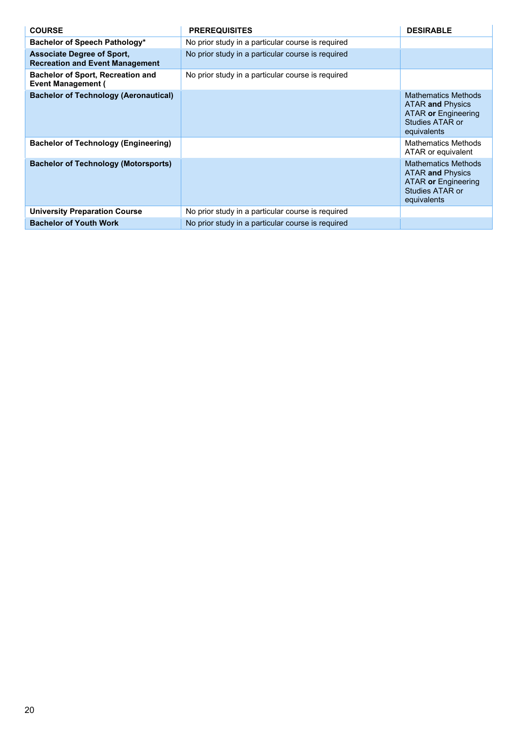| COURSE | PREREQUISITES | DESIRABLE |
|---|---|---|
| **Bachelor of Speech Pathology*** | No prior study in a particular course is required | |
| **Associate Degree of Sport, Recreation and Event Management** | No prior study in a particular course is required | |
| **Bachelor of Sport, Recreation and Event Management (** | No prior study in a particular course is required | |
| **Bachelor of Technology (Aeronautical)** | | Mathematics Methods ATAR **and** Physics ATAR **or** Engineering Studies ATAR or equivalents |
| **Bachelor of Technology (Engineering)** | | Mathematics Methods ATAR or equivalent |
| **Bachelor of Technology (Motorsports)** | | Mathematics Methods ATAR **and** Physics ATAR **or** Engineering Studies ATAR or equivalents |
| **University Preparation Course** | No prior study in a particular course is required | |
| **Bachelor of Youth Work** | No prior study in a particular course is required | |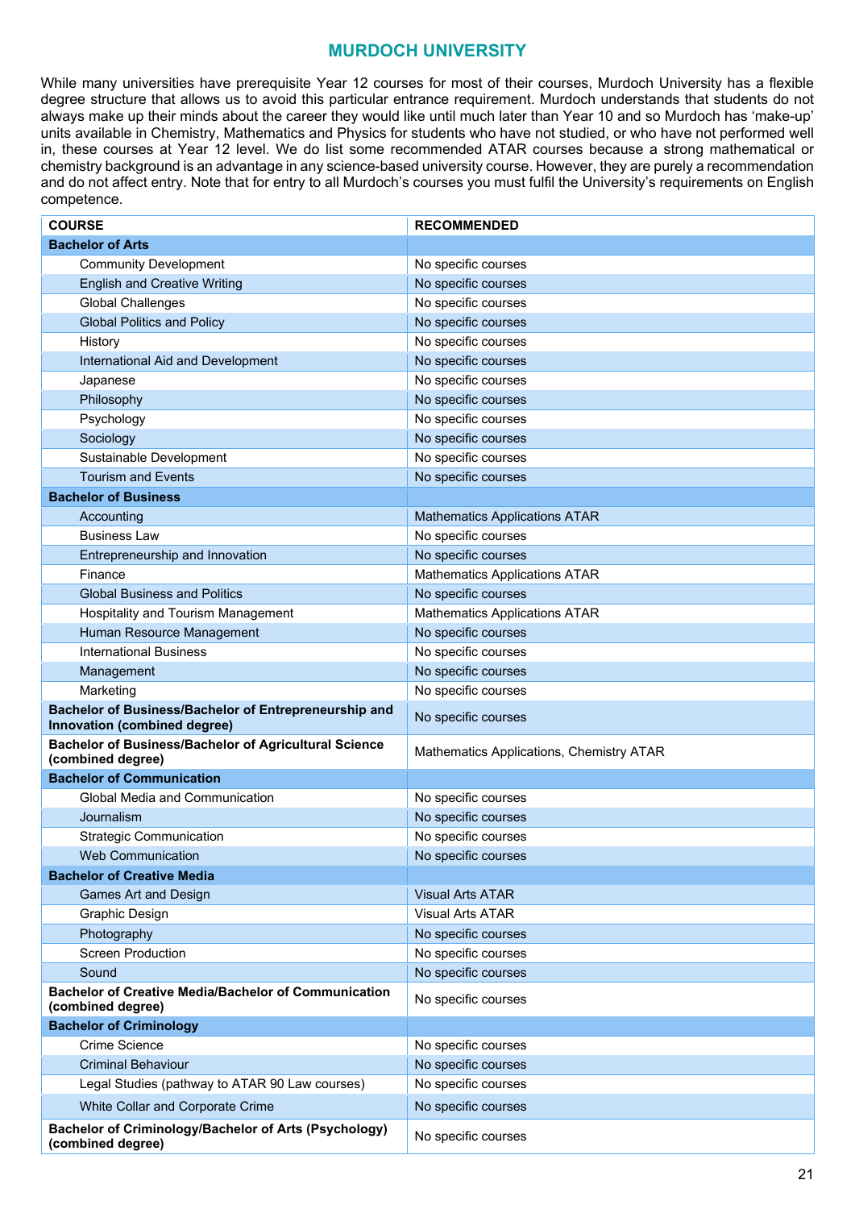## MURDOCH UNIVERSITY

While many universities have prerequisite Year 12 courses for most of their courses, Murdoch University has a flexible degree structure that allows us to avoid this particular entrance requirement. Murdoch understands that students do not always make up their minds about the career they would like until much later than Year 10 and so Murdoch has 'make-up' units available in Chemistry, Mathematics and Physics for students who have not studied, or who have not performed well in, these courses at Year 12 level. We do list some recommended ATAR courses because a strong mathematical or chemistry background is an advantage in any science-based university course. However, they are purely a recommendation and do not affect entry. Note that for entry to all Murdoch's courses you must fulfil the University's requirements on English competence.

| COURSE | RECOMMENDED |
|---|---|
| **Bachelor of Arts** | |
| Community Development | No specific courses |
| English and Creative Writing | No specific courses |
| Global Challenges | No specific courses |
| Global Politics and Policy | No specific courses |
| History | No specific courses |
| International Aid and Development | No specific courses |
| Japanese | No specific courses |
| Philosophy | No specific courses |
| Psychology | No specific courses |
| Sociology | No specific courses |
| Sustainable Development | No specific courses |
| Tourism and Events | No specific courses |
| **Bachelor of Business** | |
| Accounting | Mathematics Applications ATAR |
| Business Law | No specific courses |
| Entrepreneurship and Innovation | No specific courses |
| Finance | Mathematics Applications ATAR |
| Global Business and Politics | No specific courses |
| Hospitality and Tourism Management | Mathematics Applications ATAR |
| Human Resource Management | No specific courses |
| International Business | No specific courses |
| Management | No specific courses |
| Marketing | No specific courses |
| **Bachelor of Business/Bachelor of Entrepreneurship and Innovation (combined degree)** | No specific courses |
| **Bachelor of Business/Bachelor of Agricultural Science (combined degree)** | Mathematics Applications, Chemistry ATAR |
| **Bachelor of Communication** | |
| Global Media and Communication | No specific courses |
| Journalism | No specific courses |
| Strategic Communication | No specific courses |
| Web Communication | No specific courses |
| **Bachelor of Creative Media** | |
| Games Art and Design | Visual Arts ATAR |
| Graphic Design | Visual Arts ATAR |
| Photography | No specific courses |
| Screen Production | No specific courses |
| Sound | No specific courses |
| **Bachelor of Creative Media/Bachelor of Communication (combined degree)** | No specific courses |
| **Bachelor of Criminology** | |
| Crime Science | No specific courses |
| Criminal Behaviour | No specific courses |
| Legal Studies (pathway to ATAR 90 Law courses) | No specific courses |
| White Collar and Corporate Crime | No specific courses |
| **Bachelor of Criminology/Bachelor of Arts (Psychology) (combined degree)** | No specific courses |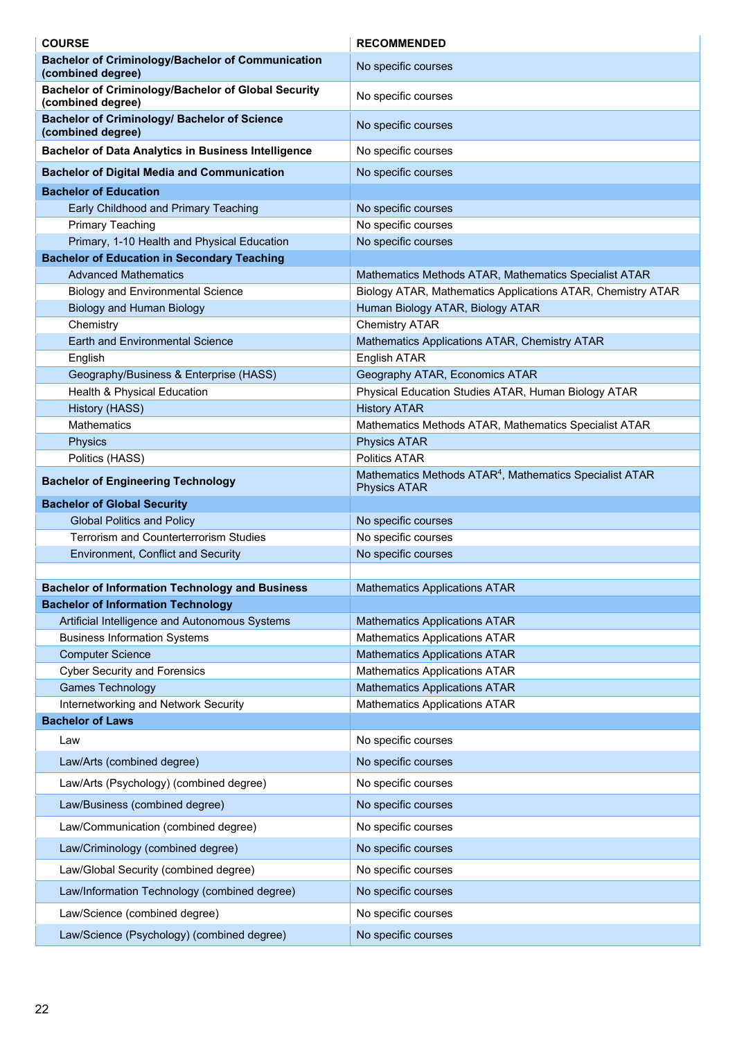| COURSE | RECOMMENDED |
|---|---|
| **Bachelor of Criminology/Bachelor of Communication (combined degree)** | No specific courses |
| **Bachelor of Criminology/Bachelor of Global Security (combined degree)** | No specific courses |
| **Bachelor of Criminology/ Bachelor of Science (combined degree)** | No specific courses |
| **Bachelor of Data Analytics in Business Intelligence** | No specific courses |
| **Bachelor of Digital Media and Communication** | No specific courses |
| **Bachelor of Education** | |
| Early Childhood and Primary Teaching | No specific courses |
| Primary Teaching | No specific courses |
| Primary, 1-10 Health and Physical Education | No specific courses |
| **Bachelor of Education in Secondary Teaching** | |
| Advanced Mathematics | Mathematics Methods ATAR, Mathematics Specialist ATAR |
| Biology and Environmental Science | Biology ATAR, Mathematics Applications ATAR, Chemistry ATAR |
| Biology and Human Biology | Human Biology ATAR, Biology ATAR |
| Chemistry | Chemistry ATAR |
| Earth and Environmental Science | Mathematics Applications ATAR, Chemistry ATAR |
| English | English ATAR |
| Geography/Business & Enterprise (HASS) | Geography ATAR, Economics ATAR |
| Health & Physical Education | Physical Education Studies ATAR, Human Biology ATAR |
| History (HASS) | History ATAR |
| Mathematics | Mathematics Methods ATAR, Mathematics Specialist ATAR |
| Physics | Physics ATAR |
| Politics (HASS) | Politics ATAR |
| **Bachelor of Engineering Technology** | Mathematics Methods ATAR[4], Mathematics Specialist ATAR Physics ATAR |
| **Bachelor of Global Security** | |
| Global Politics and Policy | No specific courses |
| Terrorism and Counterterrorism Studies | No specific courses |
| Environment, Conflict and Security | No specific courses |
| | |
| **Bachelor of Information Technology and Business** | Mathematics Applications ATAR |
| **Bachelor of Information Technology** | |
| Artificial Intelligence and Autonomous Systems | Mathematics Applications ATAR |
| Business Information Systems | Mathematics Applications ATAR |
| Computer Science | Mathematics Applications ATAR |
| Cyber Security and Forensics | Mathematics Applications ATAR |
| Games Technology | Mathematics Applications ATAR |
| Internetworking and Network Security | Mathematics Applications ATAR |
| **Bachelor of Laws** | |
| Law | No specific courses |
| Law/Arts (combined degree) | No specific courses |
| Law/Arts (Psychology) (combined degree) | No specific courses |
| Law/Business (combined degree) | No specific courses |
| Law/Communication (combined degree) | No specific courses |
| Law/Criminology (combined degree) | No specific courses |
| Law/Global Security (combined degree) | No specific courses |
| Law/Information Technology (combined degree) | No specific courses |
| Law/Science (combined degree) | No specific courses |
| Law/Science (Psychology) (combined degree) | No specific courses |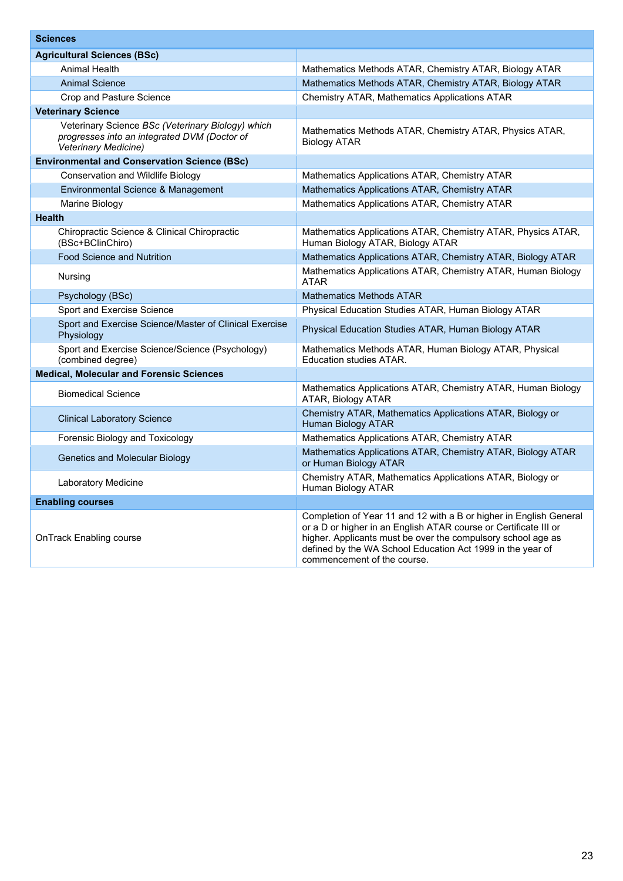| **Sciences** | |
|---|---|
| **Agricultural Sciences (BSc)** | |
| Animal Health | Mathematics Methods ATAR, Chemistry ATAR, Biology ATAR |
| Animal Science | Mathematics Methods ATAR, Chemistry ATAR, Biology ATAR |
| Crop and Pasture Science | Chemistry ATAR, Mathematics Applications ATAR |
| **Veterinary Science** | |
| Veterinary Science *BSc (Veterinary Biology) which progresses into an integrated DVM (Doctor of Veterinary Medicine)* | Mathematics Methods ATAR, Chemistry ATAR, Physics ATAR, Biology ATAR |
| **Environmental and Conservation Science (BSc)** | |
| Conservation and Wildlife Biology | Mathematics Applications ATAR, Chemistry ATAR |
| Environmental Science & Management | Mathematics Applications ATAR, Chemistry ATAR |
| Marine Biology | Mathematics Applications ATAR, Chemistry ATAR |
| **Health** | |
| Chiropractic Science & Clinical Chiropractic (BSc+BClinChiro) | Mathematics Applications ATAR, Chemistry ATAR, Physics ATAR, Human Biology ATAR, Biology ATAR |
| Food Science and Nutrition | Mathematics Applications ATAR, Chemistry ATAR, Biology ATAR |
| Nursing | Mathematics Applications ATAR, Chemistry ATAR, Human Biology ATAR |
| Psychology (BSc) | Mathematics Methods ATAR |
| Sport and Exercise Science | Physical Education Studies ATAR, Human Biology ATAR |
| Sport and Exercise Science/Master of Clinical Exercise Physiology | Physical Education Studies ATAR, Human Biology ATAR |
| Sport and Exercise Science/Science (Psychology) (combined degree) | Mathematics Methods ATAR, Human Biology ATAR, Physical Education studies ATAR. |
| **Medical, Molecular and Forensic Sciences** | |
| Biomedical Science | Mathematics Applications ATAR, Chemistry ATAR, Human Biology ATAR, Biology ATAR |
| Clinical Laboratory Science | Chemistry ATAR, Mathematics Applications ATAR, Biology or Human Biology ATAR |
| Forensic Biology and Toxicology | Mathematics Applications ATAR, Chemistry ATAR |
| Genetics and Molecular Biology | Mathematics Applications ATAR, Chemistry ATAR, Biology ATAR or Human Biology ATAR |
| Laboratory Medicine | Chemistry ATAR, Mathematics Applications ATAR, Biology or Human Biology ATAR |
| **Enabling courses** | |
| OnTrack Enabling course | Completion of Year 11 and 12 with a B or higher in English General or a D or higher in an English ATAR course or Certificate III or higher. Applicants must be over the compulsory school age as defined by the WA School Education Act 1999 in the year of commencement of the course. |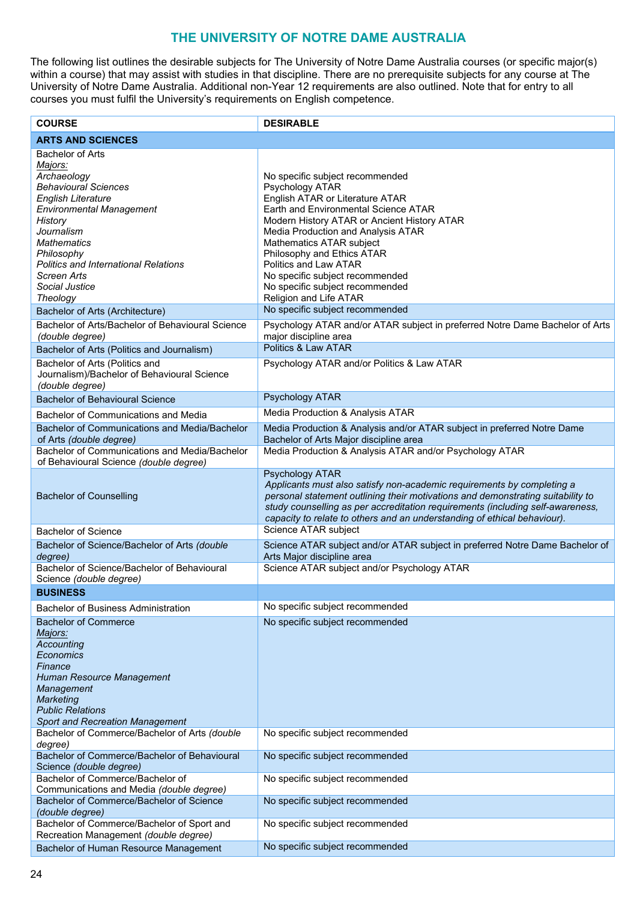## THE UNIVERSITY OF NOTRE DAME AUSTRALIA

The following list outlines the desirable subjects for The University of Notre Dame Australia courses (or specific major(s) within a course) that may assist with studies in that discipline. There are no prerequisite subjects for any course at The University of Notre Dame Australia. Additional non-Year 12 requirements are also outlined. Note that for entry to all courses you must fulfil the University's requirements on English competence.

| COURSE | DESIRABLE |
|---|---|
| **ARTS AND SCIENCES** | |
| Bachelor of Arts<br>Majors:<br>*Archaeology*<br>*Behavioural Sciences*<br>*English Literature*<br>*Environmental Management*<br>*History*<br>*Journalism*<br>*Mathematics*<br>*Philosophy*<br>*Politics and International Relations*<br>*Screen Arts*<br>*Social Justice*<br>*Theology* | <br><br>No specific subject recommended<br>Psychology ATAR<br>English ATAR or Literature ATAR<br>Earth and Environmental Science ATAR<br>Modern History ATAR or Ancient History ATAR<br>Media Production and Analysis ATAR<br>Mathematics ATAR subject<br>Philosophy and Ethics ATAR<br>Politics and Law ATAR<br>No specific subject recommended<br>No specific subject recommended<br>Religion and Life ATAR |
| Bachelor of Arts (Architecture) | No specific subject recommended |
| Bachelor of Arts/Bachelor of Behavioural Science *(double degree)* | Psychology ATAR and/or ATAR subject in preferred Notre Dame Bachelor of Arts major discipline area |
| Bachelor of Arts (Politics and Journalism) | Politics & Law ATAR |
| Bachelor of Arts (Politics and Journalism)/Bachelor of Behavioural Science *(double degree)* | Psychology ATAR and/or Politics & Law ATAR |
| Bachelor of Behavioural Science | Psychology ATAR |
| Bachelor of Communications and Media | Media Production & Analysis ATAR |
| Bachelor of Communications and Media/Bachelor of Arts *(double degree)* | Media Production & Analysis and/or ATAR subject in preferred Notre Dame Bachelor of Arts Major discipline area |
| Bachelor of Communications and Media/Bachelor of Behavioural Science *(double degree)* | Media Production & Analysis ATAR and/or Psychology ATAR |
| Bachelor of Counselling | Psychology ATAR<br>*Applicants must also satisfy non-academic requirements by completing a personal statement outlining their motivations and demonstrating suitability to study counselling as per accreditation requirements (including self-awareness, capacity to relate to others and an understanding of ethical behaviour).* |
| Bachelor of Science | Science ATAR subject |
| Bachelor of Science/Bachelor of Arts *(double degree)* | Science ATAR subject and/or ATAR subject in preferred Notre Dame Bachelor of Arts Major discipline area |
| Bachelor of Science/Bachelor of Behavioural Science *(double degree)* | Science ATAR subject and/or Psychology ATAR |
| **BUSINESS** | |
| Bachelor of Business Administration | No specific subject recommended |
| Bachelor of Commerce<br>Majors:<br>*Accounting*<br>*Economics*<br>*Finance*<br>*Human Resource Management*<br>*Management*<br>*Marketing*<br>*Public Relations*<br>*Sport and Recreation Management* | No specific subject recommended |
| Bachelor of Commerce/Bachelor of Arts *(double degree)* | No specific subject recommended |
| Bachelor of Commerce/Bachelor of Behavioural Science *(double degree)* | No specific subject recommended |
| Bachelor of Commerce/Bachelor of Communications and Media *(double degree)* | No specific subject recommended |
| Bachelor of Commerce/Bachelor of Science *(double degree)* | No specific subject recommended |
| Bachelor of Commerce/Bachelor of Sport and Recreation Management *(double degree)* | No specific subject recommended |
| Bachelor of Human Resource Management | No specific subject recommended |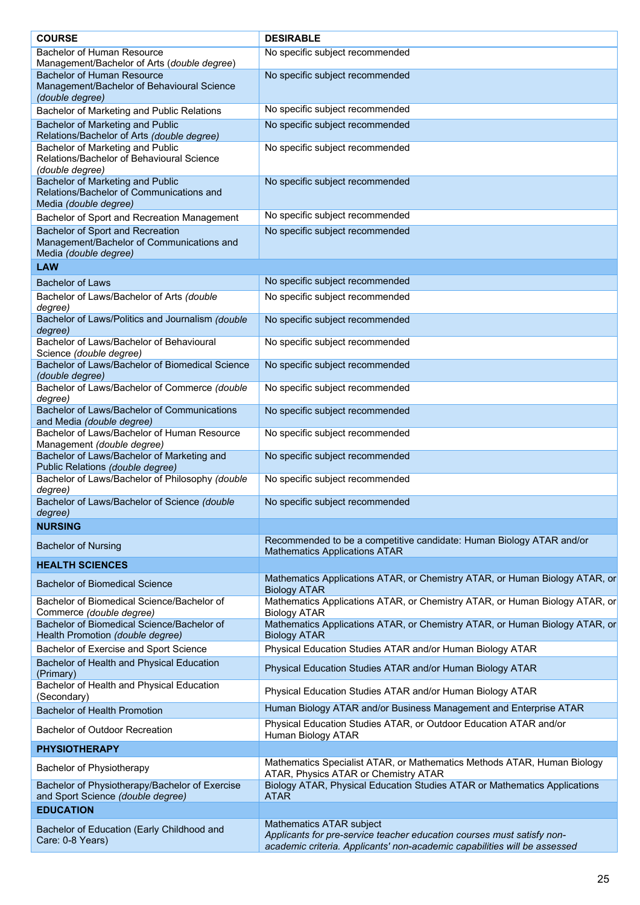| COURSE | DESIRABLE |
|---|---|
| Bachelor of Human Resource Management/Bachelor of Arts *(double degree)* | No specific subject recommended |
| Bachelor of Human Resource Management/Bachelor of Behavioural Science *(double degree)* | No specific subject recommended |
| Bachelor of Marketing and Public Relations | No specific subject recommended |
| Bachelor of Marketing and Public Relations/Bachelor of Arts *(double degree)* | No specific subject recommended |
| Bachelor of Marketing and Public Relations/Bachelor of Behavioural Science *(double degree)* | No specific subject recommended |
| Bachelor of Marketing and Public Relations/Bachelor of Communications and Media *(double degree)* | No specific subject recommended |
| Bachelor of Sport and Recreation Management | No specific subject recommended |
| Bachelor of Sport and Recreation Management/Bachelor of Communications and Media *(double degree)* | No specific subject recommended |
| **LAW** | |
| Bachelor of Laws | No specific subject recommended |
| Bachelor of Laws/Bachelor of Arts *(double degree)* | No specific subject recommended |
| Bachelor of Laws/Politics and Journalism *(double degree)* | No specific subject recommended |
| Bachelor of Laws/Bachelor of Behavioural Science *(double degree)* | No specific subject recommended |
| Bachelor of Laws/Bachelor of Biomedical Science *(double degree)* | No specific subject recommended |
| Bachelor of Laws/Bachelor of Commerce *(double degree)* | No specific subject recommended |
| Bachelor of Laws/Bachelor of Communications and Media *(double degree)* | No specific subject recommended |
| Bachelor of Laws/Bachelor of Human Resource Management *(double degree)* | No specific subject recommended |
| Bachelor of Laws/Bachelor of Marketing and Public Relations *(double degree)* | No specific subject recommended |
| Bachelor of Laws/Bachelor of Philosophy *(double degree)* | No specific subject recommended |
| Bachelor of Laws/Bachelor of Science *(double degree)* | No specific subject recommended |
| **NURSING** | |
| Bachelor of Nursing | Recommended to be a competitive candidate: Human Biology ATAR and/or Mathematics Applications ATAR |
| **HEALTH SCIENCES** | |
| Bachelor of Biomedical Science | Mathematics Applications ATAR, or Chemistry ATAR, or Human Biology ATAR, or Biology ATAR |
| Bachelor of Biomedical Science/Bachelor of Commerce *(double degree)* | Mathematics Applications ATAR, or Chemistry ATAR, or Human Biology ATAR, or Biology ATAR |
| Bachelor of Biomedical Science/Bachelor of Health Promotion *(double degree)* | Mathematics Applications ATAR, or Chemistry ATAR, or Human Biology ATAR, or Biology ATAR |
| Bachelor of Exercise and Sport Science | Physical Education Studies ATAR and/or Human Biology ATAR |
| Bachelor of Health and Physical Education (Primary) | Physical Education Studies ATAR and/or Human Biology ATAR |
| Bachelor of Health and Physical Education (Secondary) | Physical Education Studies ATAR and/or Human Biology ATAR |
| Bachelor of Health Promotion | Human Biology ATAR and/or Business Management and Enterprise ATAR |
| Bachelor of Outdoor Recreation | Physical Education Studies ATAR, or Outdoor Education ATAR and/or Human Biology ATAR |
| **PHYSIOTHERAPY** | |
| Bachelor of Physiotherapy | Mathematics Specialist ATAR, or Mathematics Methods ATAR, Human Biology ATAR, Physics ATAR or Chemistry ATAR |
| Bachelor of Physiotherapy/Bachelor of Exercise and Sport Science *(double degree)* | Biology ATAR, Physical Education Studies ATAR or Mathematics Applications ATAR |
| **EDUCATION** | |
| Bachelor of Education (Early Childhood and Care: 0-8 Years) | Mathematics ATAR subject<br>*Applicants for pre-service teacher education courses must satisfy non-academic criteria. Applicants' non-academic capabilities will be assessed* |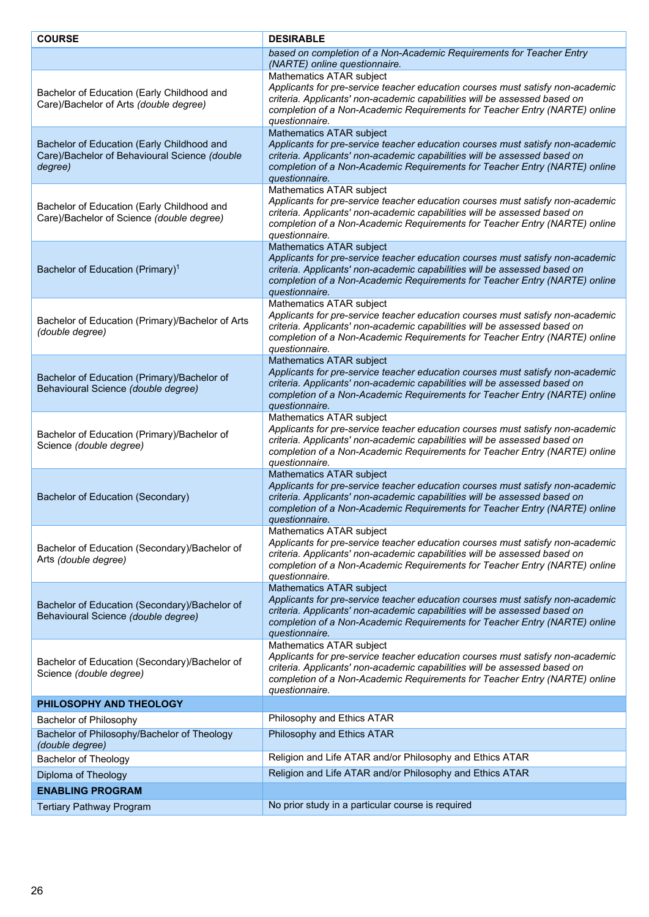| COURSE | DESIRABLE |
| --- | --- |
| | *based on completion of a Non-Academic Requirements for Teacher Entry (NARTE) online questionnaire.* |
| Bachelor of Education (Early Childhood and Care)/Bachelor of Arts *(double degree)* | Mathematics ATAR subject *Applicants for pre-service teacher education courses must satisfy non-academic criteria. Applicants' non-academic capabilities will be assessed based on completion of a Non-Academic Requirements for Teacher Entry (NARTE) online questionnaire.* |
| Bachelor of Education (Early Childhood and Care)/Bachelor of Behavioural Science *(double degree)* | Mathematics ATAR subject *Applicants for pre-service teacher education courses must satisfy non-academic criteria. Applicants' non-academic capabilities will be assessed based on completion of a Non-Academic Requirements for Teacher Entry (NARTE) online questionnaire.* |
| Bachelor of Education (Early Childhood and Care)/Bachelor of Science *(double degree)* | Mathematics ATAR subject *Applicants for pre-service teacher education courses must satisfy non-academic criteria. Applicants' non-academic capabilities will be assessed based on completion of a Non-Academic Requirements for Teacher Entry (NARTE) online questionnaire.* |
| Bachelor of Education (Primary)[1] | Mathematics ATAR subject *Applicants for pre-service teacher education courses must satisfy non-academic criteria. Applicants' non-academic capabilities will be assessed based on completion of a Non-Academic Requirements for Teacher Entry (NARTE) online questionnaire.* |
| Bachelor of Education (Primary)/Bachelor of Arts *(double degree)* | Mathematics ATAR subject *Applicants for pre-service teacher education courses must satisfy non-academic criteria. Applicants' non-academic capabilities will be assessed based on completion of a Non-Academic Requirements for Teacher Entry (NARTE) online questionnaire.* |
| Bachelor of Education (Primary)/Bachelor of Behavioural Science *(double degree)* | Mathematics ATAR subject *Applicants for pre-service teacher education courses must satisfy non-academic criteria. Applicants' non-academic capabilities will be assessed based on completion of a Non-Academic Requirements for Teacher Entry (NARTE) online questionnaire.* |
| Bachelor of Education (Primary)/Bachelor of Science *(double degree)* | Mathematics ATAR subject *Applicants for pre-service teacher education courses must satisfy non-academic criteria. Applicants' non-academic capabilities will be assessed based on completion of a Non-Academic Requirements for Teacher Entry (NARTE) online questionnaire.* |
| Bachelor of Education (Secondary) | Mathematics ATAR subject *Applicants for pre-service teacher education courses must satisfy non-academic criteria. Applicants' non-academic capabilities will be assessed based on completion of a Non-Academic Requirements for Teacher Entry (NARTE) online questionnaire.* |
| Bachelor of Education (Secondary)/Bachelor of Arts *(double degree)* | Mathematics ATAR subject *Applicants for pre-service teacher education courses must satisfy non-academic criteria. Applicants' non-academic capabilities will be assessed based on completion of a Non-Academic Requirements for Teacher Entry (NARTE) online questionnaire.* |
| Bachelor of Education (Secondary)/Bachelor of Behavioural Science *(double degree)* | Mathematics ATAR subject *Applicants for pre-service teacher education courses must satisfy non-academic criteria. Applicants' non-academic capabilities will be assessed based on completion of a Non-Academic Requirements for Teacher Entry (NARTE) online questionnaire.* |
| Bachelor of Education (Secondary)/Bachelor of Science *(double degree)* | Mathematics ATAR subject *Applicants for pre-service teacher education courses must satisfy non-academic criteria. Applicants' non-academic capabilities will be assessed based on completion of a Non-Academic Requirements for Teacher Entry (NARTE) online questionnaire.* |
| **PHILOSOPHY AND THEOLOGY** | |
| Bachelor of Philosophy | Philosophy and Ethics ATAR |
| Bachelor of Philosophy/Bachelor of Theology *(double degree)* | Philosophy and Ethics ATAR |
| Bachelor of Theology | Religion and Life ATAR and/or Philosophy and Ethics ATAR |
| Diploma of Theology | Religion and Life ATAR and/or Philosophy and Ethics ATAR |
| **ENABLING PROGRAM** | |
| Tertiary Pathway Program | No prior study in a particular course is required |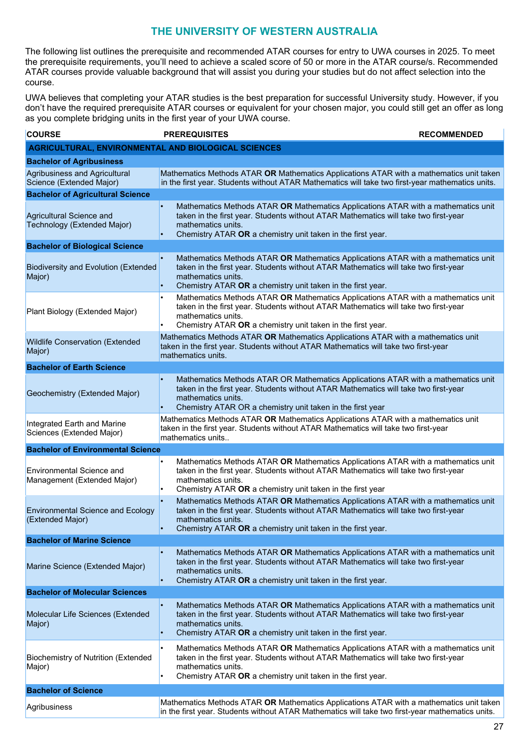## THE UNIVERSITY OF WESTERN AUSTRALIA

The following list outlines the prerequisite and recommended ATAR courses for entry to UWA courses in 2025. To meet the prerequisite requirements, you'll need to achieve a scaled score of 50 or more in the ATAR course/s. Recommended ATAR courses provide valuable background that will assist you during your studies but do not affect selection into the course.

UWA believes that completing your ATAR studies is the best preparation for successful University study. However, if you don't have the required prerequisite ATAR courses or equivalent for your chosen major, you could still get an offer as long as you complete bridging units in the first year of your UWA course.

| COURSE | PREREQUISITES | RECOMMENDED |
|---|---|---|
| **AGRICULTURAL, ENVIRONMENTAL AND BIOLOGICAL SCIENCES** | | |
| **Bachelor of Agribusiness** | | |
| Agribusiness and Agricultural Science (Extended Major) | Mathematics Methods ATAR **OR** Mathematics Applications ATAR with a mathematics unit taken in the first year. Students without ATAR Mathematics will take two first-year mathematics units. | |
| **Bachelor of Agricultural Science** | | |
| Agricultural Science and Technology (Extended Major) | • Mathematics Methods ATAR **OR** Mathematics Applications ATAR with a mathematics unit taken in the first year. Students without ATAR Mathematics will take two first-year mathematics units.<br>• Chemistry ATAR **OR** a chemistry unit taken in the first year. | |
| **Bachelor of Biological Science** | | |
| Biodiversity and Evolution (Extended Major) | • Mathematics Methods ATAR **OR** Mathematics Applications ATAR with a mathematics unit taken in the first year. Students without ATAR Mathematics will take two first-year mathematics units.<br>• Chemistry ATAR **OR** a chemistry unit taken in the first year. | |
| Plant Biology (Extended Major) | • Mathematics Methods ATAR **OR** Mathematics Applications ATAR with a mathematics unit taken in the first year. Students without ATAR Mathematics will take two first-year mathematics units.<br>• Chemistry ATAR **OR** a chemistry unit taken in the first year. | |
| Wildlife Conservation (Extended Major) | Mathematics Methods ATAR **OR** Mathematics Applications ATAR with a mathematics unit taken in the first year. Students without ATAR Mathematics will take two first-year mathematics units. | |
| **Bachelor of Earth Science** | | |
| Geochemistry (Extended Major) | • Mathematics Methods ATAR OR Mathematics Applications ATAR with a mathematics unit taken in the first year. Students without ATAR Mathematics will take two first-year mathematics units.<br>• Chemistry ATAR OR a chemistry unit taken in the first year | |
| Integrated Earth and Marine Sciences (Extended Major) | Mathematics Methods ATAR **OR** Mathematics Applications ATAR with a mathematics unit taken in the first year. Students without ATAR Mathematics will take two first-year mathematics units.. | |
| **Bachelor of Environmental Science** | | |
| Environmental Science and Management (Extended Major) | • Mathematics Methods ATAR **OR** Mathematics Applications ATAR with a mathematics unit taken in the first year. Students without ATAR Mathematics will take two first-year mathematics units.<br>• Chemistry ATAR **OR** a chemistry unit taken in the first year | |
| Environmental Science and Ecology (Extended Major) | • Mathematics Methods ATAR **OR** Mathematics Applications ATAR with a mathematics unit taken in the first year. Students without ATAR Mathematics will take two first-year mathematics units.<br>• Chemistry ATAR **OR** a chemistry unit taken in the first year. | |
| **Bachelor of Marine Science** | | |
| Marine Science (Extended Major) | • Mathematics Methods ATAR **OR** Mathematics Applications ATAR with a mathematics unit taken in the first year. Students without ATAR Mathematics will take two first-year mathematics units.<br>• Chemistry ATAR **OR** a chemistry unit taken in the first year. | |
| **Bachelor of Molecular Sciences** | | |
| Molecular Life Sciences (Extended Major) | • Mathematics Methods ATAR **OR** Mathematics Applications ATAR with a mathematics unit taken in the first year. Students without ATAR Mathematics will take two first-year mathematics units.<br>• Chemistry ATAR **OR** a chemistry unit taken in the first year. | |
| Biochemistry of Nutrition (Extended Major) | • Mathematics Methods ATAR **OR** Mathematics Applications ATAR with a mathematics unit taken in the first year. Students without ATAR Mathematics will take two first-year mathematics units.<br>• Chemistry ATAR **OR** a chemistry unit taken in the first year. | |
| **Bachelor of Science** | | |
| Agribusiness | Mathematics Methods ATAR **OR** Mathematics Applications ATAR with a mathematics unit taken in the first year. Students without ATAR Mathematics will take two first-year mathematics units. | |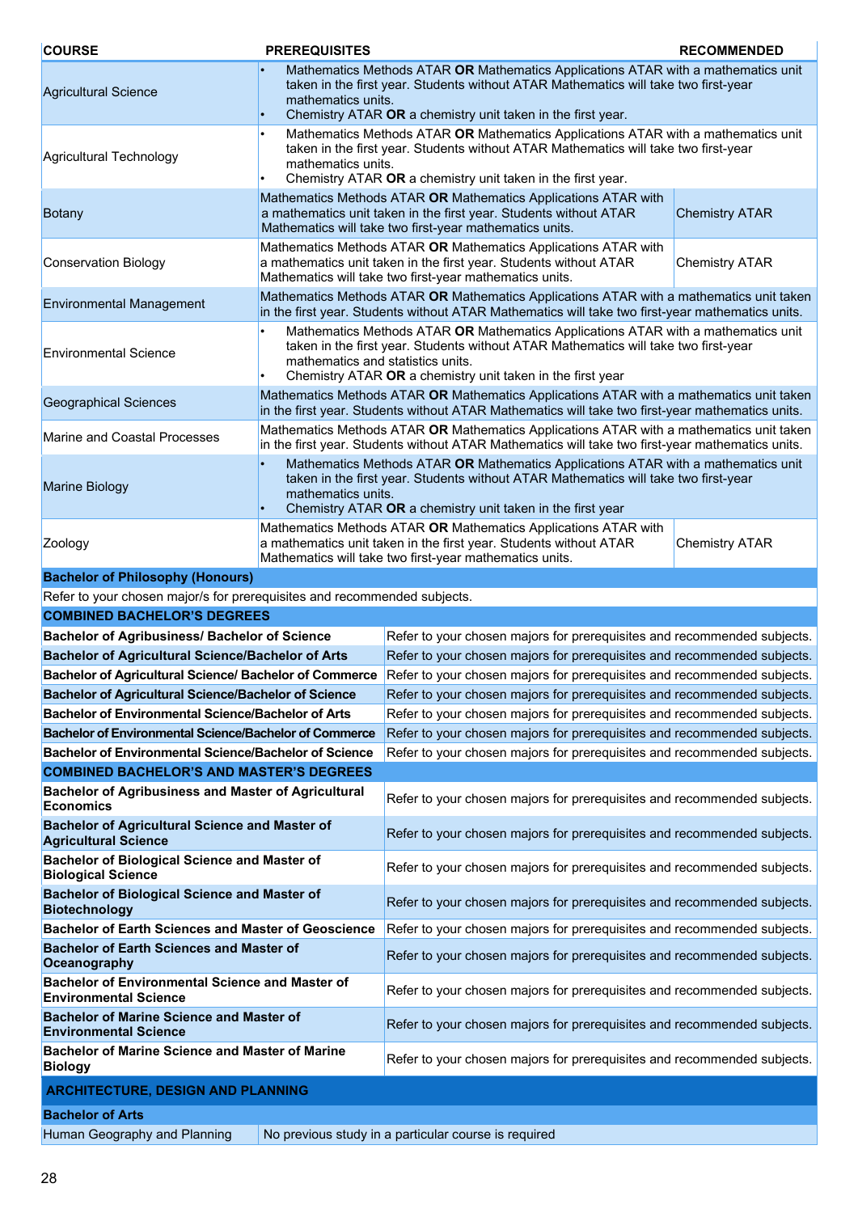| COURSE | PREREQUISITES | RECOMMENDED |
|---|---|---|
| Agricultural Science | • Mathematics Methods ATAR **OR** Mathematics Applications ATAR with a mathematics unit taken in the first year. Students without ATAR Mathematics will take two first-year mathematics units.<br>• Chemistry ATAR **OR** a chemistry unit taken in the first year. | |
| Agricultural Technology | • Mathematics Methods ATAR **OR** Mathematics Applications ATAR with a mathematics unit taken in the first year. Students without ATAR Mathematics will take two first-year mathematics units.<br>• Chemistry ATAR **OR** a chemistry unit taken in the first year. | |
| Botany | Mathematics Methods ATAR **OR** Mathematics Applications ATAR with a mathematics unit taken in the first year. Students without ATAR Mathematics will take two first-year mathematics units. | Chemistry ATAR |
| Conservation Biology | Mathematics Methods ATAR **OR** Mathematics Applications ATAR with a mathematics unit taken in the first year. Students without ATAR Mathematics will take two first-year mathematics units. | Chemistry ATAR |
| Environmental Management | Mathematics Methods ATAR **OR** Mathematics Applications ATAR with a mathematics unit taken in the first year. Students without ATAR Mathematics will take two first-year mathematics units. | |
| Environmental Science | • Mathematics Methods ATAR **OR** Mathematics Applications ATAR with a mathematics unit taken in the first year. Students without ATAR Mathematics will take two first-year mathematics and statistics units.<br>• Chemistry ATAR **OR** a chemistry unit taken in the first year | |
| Geographical Sciences | Mathematics Methods ATAR **OR** Mathematics Applications ATAR with a mathematics unit taken in the first year. Students without ATAR Mathematics will take two first-year mathematics units. | |
| Marine and Coastal Processes | Mathematics Methods ATAR **OR** Mathematics Applications ATAR with a mathematics unit taken in the first year. Students without ATAR Mathematics will take two first-year mathematics units. | |
| Marine Biology | • Mathematics Methods ATAR **OR** Mathematics Applications ATAR with a mathematics unit taken in the first year. Students without ATAR Mathematics will take two first-year mathematics units.<br>• Chemistry ATAR **OR** a chemistry unit taken in the first year | |
| Zoology | Mathematics Methods ATAR **OR** Mathematics Applications ATAR with a mathematics unit taken in the first year. Students without ATAR Mathematics will take two first-year mathematics units. | Chemistry ATAR |
| **Bachelor of Philosophy (Honours)** | | |
| Refer to your chosen major/s for prerequisites and recommended subjects. | | |
| **COMBINED BACHELOR'S DEGREES** | | |
| **Bachelor of Agribusiness/ Bachelor of Science** | Refer to your chosen majors for prerequisites and recommended subjects. | |
| **Bachelor of Agricultural Science/Bachelor of Arts** | Refer to your chosen majors for prerequisites and recommended subjects. | |
| **Bachelor of Agricultural Science/ Bachelor of Commerce** | Refer to your chosen majors for prerequisites and recommended subjects. | |
| **Bachelor of Agricultural Science/Bachelor of Science** | Refer to your chosen majors for prerequisites and recommended subjects. | |
| **Bachelor of Environmental Science/Bachelor of Arts** | Refer to your chosen majors for prerequisites and recommended subjects. | |
| **Bachelor of Environmental Science/Bachelor of Commerce** | Refer to your chosen majors for prerequisites and recommended subjects. | |
| **Bachelor of Environmental Science/Bachelor of Science** | Refer to your chosen majors for prerequisites and recommended subjects. | |
| **COMBINED BACHELOR'S AND MASTER'S DEGREES** | | |
| **Bachelor of Agribusiness and Master of Agricultural Economics** | Refer to your chosen majors for prerequisites and recommended subjects. | |
| **Bachelor of Agricultural Science and Master of Agricultural Science** | Refer to your chosen majors for prerequisites and recommended subjects. | |
| **Bachelor of Biological Science and Master of Biological Science** | Refer to your chosen majors for prerequisites and recommended subjects. | |
| **Bachelor of Biological Science and Master of Biotechnology** | Refer to your chosen majors for prerequisites and recommended subjects. | |
| **Bachelor of Earth Sciences and Master of Geoscience** | Refer to your chosen majors for prerequisites and recommended subjects. | |
| **Bachelor of Earth Sciences and Master of Oceanography** | Refer to your chosen majors for prerequisites and recommended subjects. | |
| **Bachelor of Environmental Science and Master of Environmental Science** | Refer to your chosen majors for prerequisites and recommended subjects. | |
| **Bachelor of Marine Science and Master of Environmental Science** | Refer to your chosen majors for prerequisites and recommended subjects. | |
| **Bachelor of Marine Science and Master of Marine Biology** | Refer to your chosen majors for prerequisites and recommended subjects. | |
| **ARCHITECTURE, DESIGN AND PLANNING** | | |
| **Bachelor of Arts** | | |
| Human Geography and Planning | No previous study in a particular course is required | |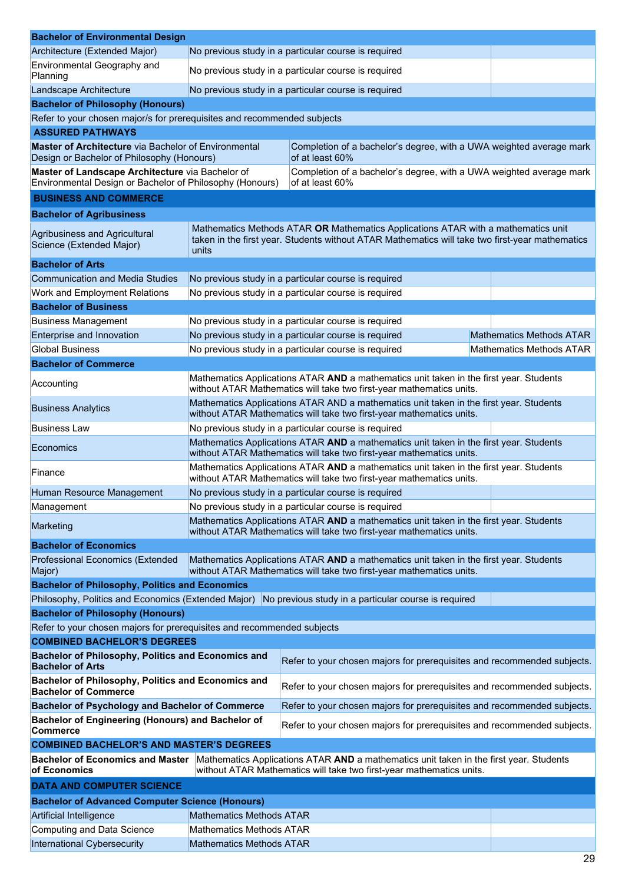| Course / Major | Prerequisites | Recommended |
|---|---|---|
| **Bachelor of Environmental Design** | | |
| Architecture (Extended Major) | No previous study in a particular course is required | |
| Environmental Geography and Planning | No previous study in a particular course is required | |
| Landscape Architecture | No previous study in a particular course is required | |
| **Bachelor of Philosophy (Honours)** | | |
| Refer to your chosen major/s for prerequisites and recommended subjects | | |
| **ASSURED PATHWAYS** | | |
| **Master of Architecture** via Bachelor of Environmental Design or Bachelor of Philosophy (Honours) | Completion of a bachelor's degree, with a UWA weighted average mark of at least 60% | |
| **Master of Landscape Architecture** via Bachelor of Environmental Design or Bachelor of Philosophy (Honours) | Completion of a bachelor's degree, with a UWA weighted average mark of at least 60% | |
| **BUSINESS AND COMMERCE** | | |
| **Bachelor of Agribusiness** | | |
| Agribusiness and Agricultural Science (Extended Major) | Mathematics Methods ATAR **OR** Mathematics Applications ATAR with a mathematics unit taken in the first year. Students without ATAR Mathematics will take two first-year mathematics units | |
| **Bachelor of Arts** | | |
| Communication and Media Studies | No previous study in a particular course is required | |
| Work and Employment Relations | No previous study in a particular course is required | |
| **Bachelor of Business** | | |
| Business Management | No previous study in a particular course is required | |
| Enterprise and Innovation | No previous study in a particular course is required | Mathematics Methods ATAR |
| Global Business | No previous study in a particular course is required | Mathematics Methods ATAR |
| **Bachelor of Commerce** | | |
| Accounting | Mathematics Applications ATAR **AND** a mathematics unit taken in the first year. Students without ATAR Mathematics will take two first-year mathematics units. | |
| Business Analytics | Mathematics Applications ATAR AND a mathematics unit taken in the first year. Students without ATAR Mathematics will take two first-year mathematics units. | |
| Business Law | No previous study in a particular course is required | |
| Economics | Mathematics Applications ATAR **AND** a mathematics unit taken in the first year. Students without ATAR Mathematics will take two first-year mathematics units. | |
| Finance | Mathematics Applications ATAR **AND** a mathematics unit taken in the first year. Students without ATAR Mathematics will take two first-year mathematics units. | |
| Human Resource Management | No previous study in a particular course is required | |
| Management | No previous study in a particular course is required | |
| Marketing | Mathematics Applications ATAR **AND** a mathematics unit taken in the first year. Students without ATAR Mathematics will take two first-year mathematics units. | |
| **Bachelor of Economics** | | |
| Professional Economics (Extended Major) | Mathematics Applications ATAR **AND** a mathematics unit taken in the first year. Students without ATAR Mathematics will take two first-year mathematics units. | |
| **Bachelor of Philosophy, Politics and Economics** | | |
| Philosophy, Politics and Economics (Extended Major) | No previous study in a particular course is required | |
| **Bachelor of Philosophy (Honours)** | | |
| Refer to your chosen majors for prerequisites and recommended subjects | | |
| **COMBINED BACHELOR'S DEGREES** | | |
| **Bachelor of Philosophy, Politics and Economics and Bachelor of Arts** | Refer to your chosen majors for prerequisites and recommended subjects. | |
| **Bachelor of Philosophy, Politics and Economics and Bachelor of Commerce** | Refer to your chosen majors for prerequisites and recommended subjects. | |
| **Bachelor of Psychology and Bachelor of Commerce** | Refer to your chosen majors for prerequisites and recommended subjects. | |
| **Bachelor of Engineering (Honours) and Bachelor of Commerce** | Refer to your chosen majors for prerequisites and recommended subjects. | |
| **COMBINED BACHELOR'S AND MASTER'S DEGREES** | | |
| **Bachelor of Economics and Master of Economics** | Mathematics Applications ATAR **AND** a mathematics unit taken in the first year. Students without ATAR Mathematics will take two first-year mathematics units. | |
| **DATA AND COMPUTER SCIENCE** | | |
| **Bachelor of Advanced Computer Science (Honours)** | | |
| Artificial Intelligence | Mathematics Methods ATAR | |
| Computing and Data Science | Mathematics Methods ATAR | |
| International Cybersecurity | Mathematics Methods ATAR | |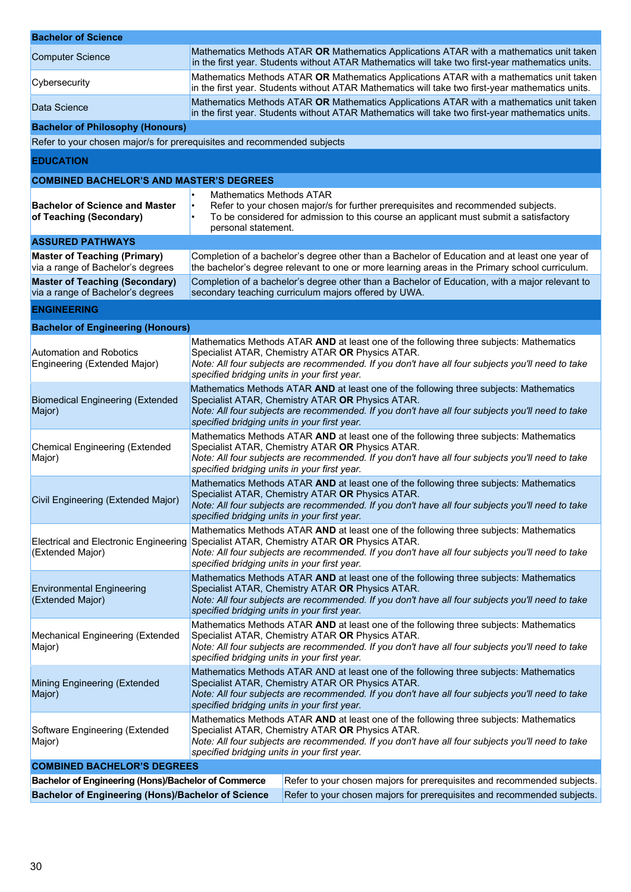| **Bachelor of Science** | |
|---|---|
| Computer Science | Mathematics Methods ATAR **OR** Mathematics Applications ATAR with a mathematics unit taken in the first year. Students without ATAR Mathematics will take two first-year mathematics units. |
| Cybersecurity | Mathematics Methods ATAR **OR** Mathematics Applications ATAR with a mathematics unit taken in the first year. Students without ATAR Mathematics will take two first-year mathematics units. |
| Data Science | Mathematics Methods ATAR **OR** Mathematics Applications ATAR with a mathematics unit taken in the first year. Students without ATAR Mathematics will take two first-year mathematics units. |
| **Bachelor of Philosophy (Honours)** | |
| Refer to your chosen major/s for prerequisites and recommended subjects | |
| **EDUCATION** | |
| **COMBINED BACHELOR'S AND MASTER'S DEGREES** | |
| **Bachelor of Science and Master of Teaching (Secondary)** | • Mathematics Methods ATAR<br>• Refer to your chosen major/s for further prerequisites and recommended subjects.<br>• To be considered for admission to this course an applicant must submit a satisfactory personal statement. |
| **ASSURED PATHWAYS** | |
| **Master of Teaching (Primary)** via a range of Bachelor's degrees | Completion of a bachelor's degree other than a Bachelor of Education and at least one year of the bachelor's degree relevant to one or more learning areas in the Primary school curriculum. |
| **Master of Teaching (Secondary)** via a range of Bachelor's degrees | Completion of a bachelor's degree other than a Bachelor of Education, with a major relevant to secondary teaching curriculum majors offered by UWA. |
| **ENGINEERING** | |
| **Bachelor of Engineering (Honours)** | |
| Automation and Robotics Engineering (Extended Major) | Mathematics Methods ATAR **AND** at least one of the following three subjects: Mathematics Specialist ATAR, Chemistry ATAR **OR** Physics ATAR.<br>*Note: All four subjects are recommended. If you don't have all four subjects you'll need to take specified bridging units in your first year.* |
| Biomedical Engineering (Extended Major) | Mathematics Methods ATAR **AND** at least one of the following three subjects: Mathematics Specialist ATAR, Chemistry ATAR **OR** Physics ATAR.<br>*Note: All four subjects are recommended. If you don't have all four subjects you'll need to take specified bridging units in your first year.* |
| Chemical Engineering (Extended Major) | Mathematics Methods ATAR **AND** at least one of the following three subjects: Mathematics Specialist ATAR, Chemistry ATAR **OR** Physics ATAR.<br>*Note: All four subjects are recommended. If you don't have all four subjects you'll need to take specified bridging units in your first year.* |
| Civil Engineering (Extended Major) | Mathematics Methods ATAR **AND** at least one of the following three subjects: Mathematics Specialist ATAR, Chemistry ATAR **OR** Physics ATAR.<br>*Note: All four subjects are recommended. If you don't have all four subjects you'll need to take specified bridging units in your first year.* |
| Electrical and Electronic Engineering (Extended Major) | Mathematics Methods ATAR **AND** at least one of the following three subjects: Mathematics Specialist ATAR, Chemistry ATAR **OR** Physics ATAR.<br>*Note: All four subjects are recommended. If you don't have all four subjects you'll need to take specified bridging units in your first year.* |
| Environmental Engineering (Extended Major) | Mathematics Methods ATAR **AND** at least one of the following three subjects: Mathematics Specialist ATAR, Chemistry ATAR **OR** Physics ATAR.<br>*Note: All four subjects are recommended. If you don't have all four subjects you'll need to take specified bridging units in your first year.* |
| Mechanical Engineering (Extended Major) | Mathematics Methods ATAR **AND** at least one of the following three subjects: Mathematics Specialist ATAR, Chemistry ATAR **OR** Physics ATAR.<br>*Note: All four subjects are recommended. If you don't have all four subjects you'll need to take specified bridging units in your first year.* |
| Mining Engineering (Extended Major) | Mathematics Methods ATAR AND at least one of the following three subjects: Mathematics Specialist ATAR, Chemistry ATAR OR Physics ATAR.<br>*Note: All four subjects are recommended. If you don't have all four subjects you'll need to take specified bridging units in your first year.* |
| Software Engineering (Extended Major) | Mathematics Methods ATAR **AND** at least one of the following three subjects: Mathematics Specialist ATAR, Chemistry ATAR **OR** Physics ATAR.<br>*Note: All four subjects are recommended. If you don't have all four subjects you'll need to take specified bridging units in your first year.* |
| **COMBINED BACHELOR'S DEGREES** | |
| **Bachelor of Engineering (Hons)/Bachelor of Commerce** | Refer to your chosen majors for prerequisites and recommended subjects. |
| **Bachelor of Engineering (Hons)/Bachelor of Science** | Refer to your chosen majors for prerequisites and recommended subjects. |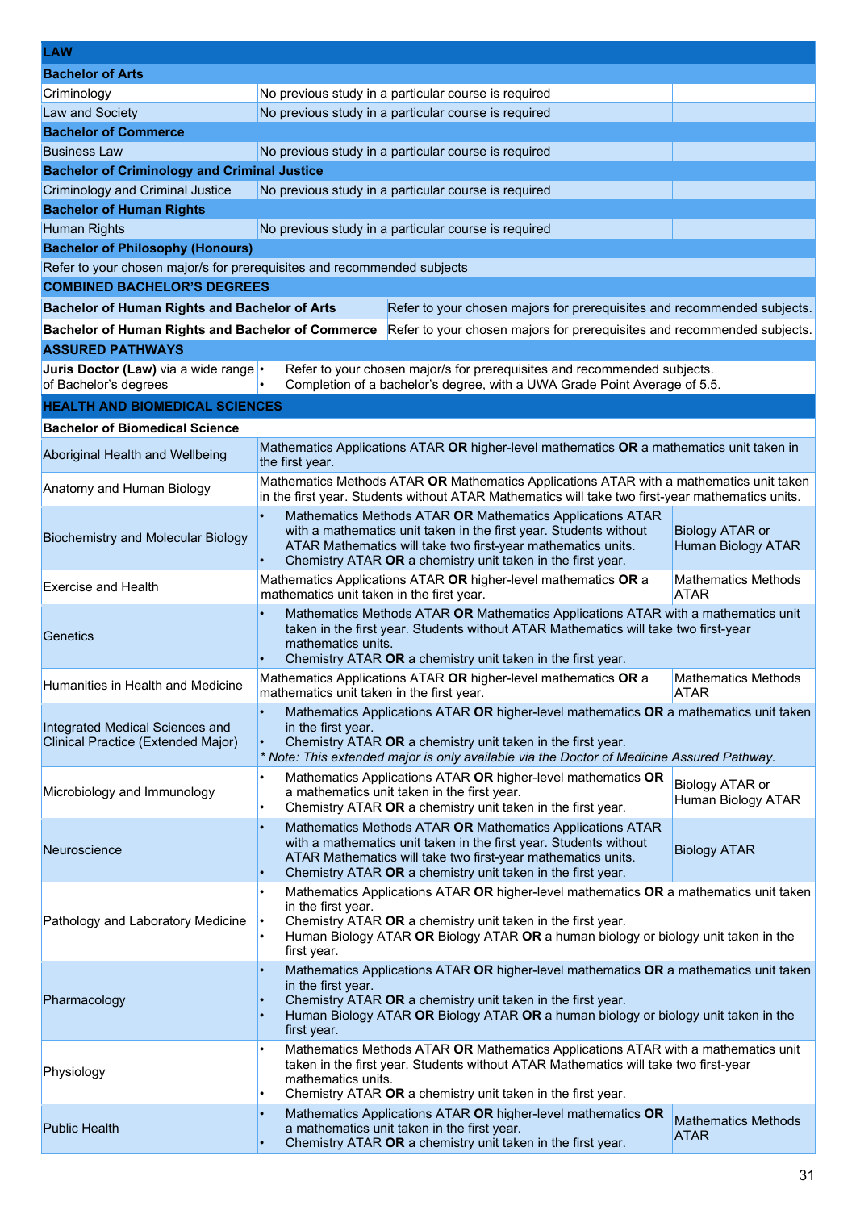| LAW | | |
|---|---|---|
| **Bachelor of Arts** | | |
| Criminology | No previous study in a particular course is required | |
| Law and Society | No previous study in a particular course is required | |
| **Bachelor of Commerce** | | |
| Business Law | No previous study in a particular course is required | |
| **Bachelor of Criminology and Criminal Justice** | | |
| Criminology and Criminal Justice | No previous study in a particular course is required | |
| **Bachelor of Human Rights** | | |
| Human Rights | No previous study in a particular course is required | |
| **Bachelor of Philosophy (Honours)** | | |
| Refer to your chosen major/s for prerequisites and recommended subjects | | |
| **COMBINED BACHELOR'S DEGREES** | | |
| **Bachelor of Human Rights and Bachelor of Arts** | Refer to your chosen majors for prerequisites and recommended subjects. | |
| **Bachelor of Human Rights and Bachelor of Commerce** | Refer to your chosen majors for prerequisites and recommended subjects. | |
| **ASSURED PATHWAYS** | | |
| **Juris Doctor (Law)** via a wide range of Bachelor's degrees | • Refer to your chosen major/s for prerequisites and recommended subjects.<br>• Completion of a bachelor's degree, with a UWA Grade Point Average of 5.5. | |
| **HEALTH AND BIOMEDICAL SCIENCES** | | |
| **Bachelor of Biomedical Science** | | |
| Aboriginal Health and Wellbeing | Mathematics Applications ATAR **OR** higher-level mathematics **OR** a mathematics unit taken in the first year. | |
| Anatomy and Human Biology | Mathematics Methods ATAR **OR** Mathematics Applications ATAR with a mathematics unit taken in the first year. Students without ATAR Mathematics will take two first-year mathematics units. | |
| Biochemistry and Molecular Biology | • Mathematics Methods ATAR **OR** Mathematics Applications ATAR with a mathematics unit taken in the first year. Students without ATAR Mathematics will take two first-year mathematics units.<br>• Chemistry ATAR **OR** a chemistry unit taken in the first year. | Biology ATAR or Human Biology ATAR |
| Exercise and Health | Mathematics Applications ATAR **OR** higher-level mathematics **OR** a mathematics unit taken in the first year. | Mathematics Methods ATAR |
| Genetics | • Mathematics Methods ATAR **OR** Mathematics Applications ATAR with a mathematics unit taken in the first year. Students without ATAR Mathematics will take two first-year mathematics units.<br>• Chemistry ATAR **OR** a chemistry unit taken in the first year. | |
| Humanities in Health and Medicine | Mathematics Applications ATAR **OR** higher-level mathematics **OR** a mathematics unit taken in the first year. | Mathematics Methods ATAR |
| Integrated Medical Sciences and Clinical Practice (Extended Major) | • Mathematics Applications ATAR **OR** higher-level mathematics **OR** a mathematics unit taken in the first year.<br>• Chemistry ATAR **OR** a chemistry unit taken in the first year.<br>*\* Note: This extended major is only available via the Doctor of Medicine Assured Pathway.* | |
| Microbiology and Immunology | • Mathematics Applications ATAR **OR** higher-level mathematics **OR** a mathematics unit taken in the first year.<br>• Chemistry ATAR **OR** a chemistry unit taken in the first year. | Biology ATAR or Human Biology ATAR |
| Neuroscience | • Mathematics Methods ATAR **OR** Mathematics Applications ATAR with a mathematics unit taken in the first year. Students without ATAR Mathematics will take two first-year mathematics units.<br>• Chemistry ATAR **OR** a chemistry unit taken in the first year. | Biology ATAR |
| Pathology and Laboratory Medicine | • Mathematics Applications ATAR **OR** higher-level mathematics **OR** a mathematics unit taken in the first year.<br>• Chemistry ATAR **OR** a chemistry unit taken in the first year.<br>• Human Biology ATAR **OR** Biology ATAR **OR** a human biology or biology unit taken in the first year. | |
| Pharmacology | • Mathematics Applications ATAR **OR** higher-level mathematics **OR** a mathematics unit taken in the first year.<br>• Chemistry ATAR **OR** a chemistry unit taken in the first year.<br>• Human Biology ATAR **OR** Biology ATAR **OR** a human biology or biology unit taken in the first year. | |
| Physiology | • Mathematics Methods ATAR **OR** Mathematics Applications ATAR with a mathematics unit taken in the first year. Students without ATAR Mathematics will take two first-year mathematics units.<br>• Chemistry ATAR **OR** a chemistry unit taken in the first year. | |
| Public Health | • Mathematics Applications ATAR **OR** higher-level mathematics **OR** a mathematics unit taken in the first year.<br>• Chemistry ATAR **OR** a chemistry unit taken in the first year. | Mathematics Methods ATAR |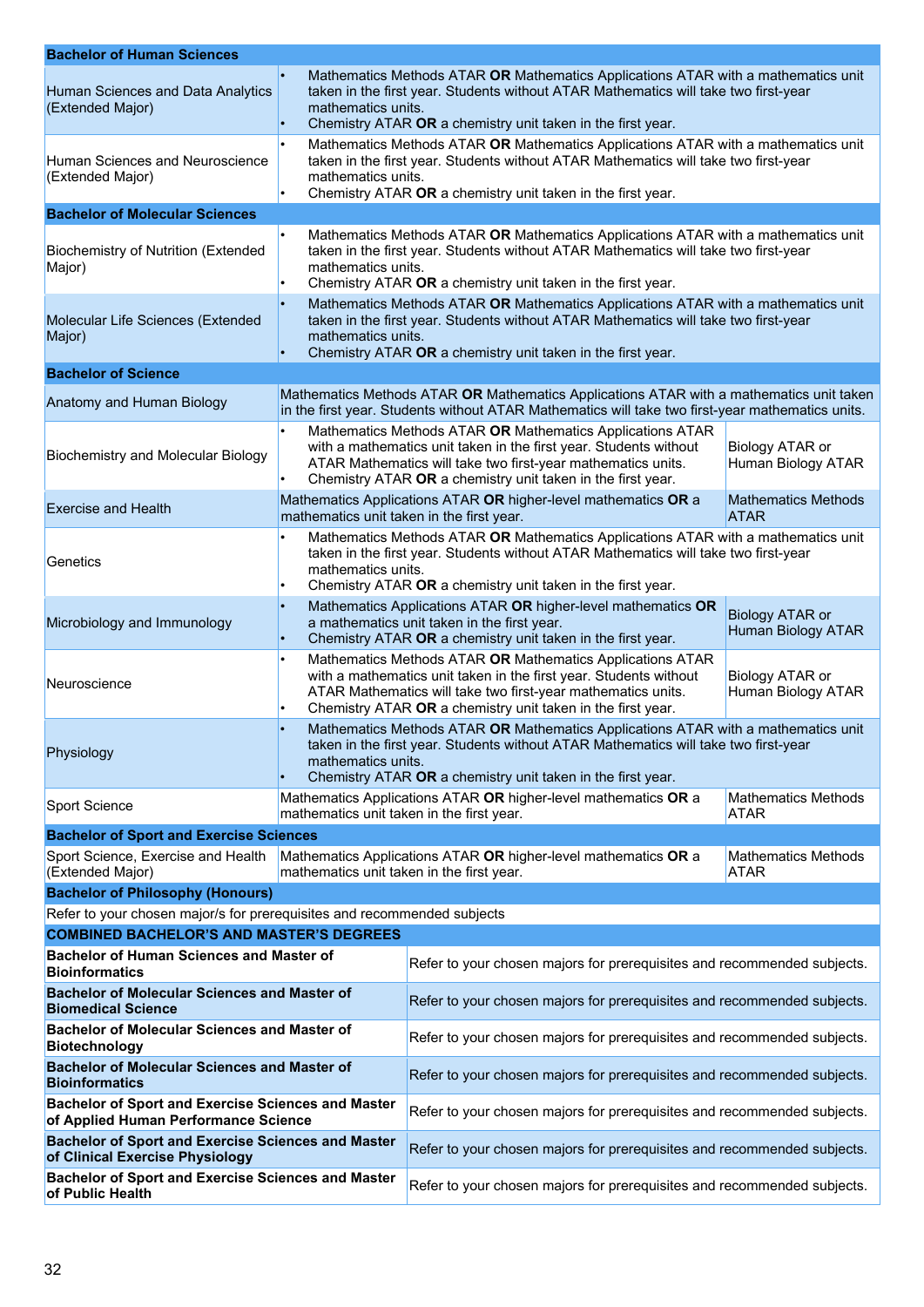| | | |
|---|---|---|
| **Bachelor of Human Sciences** | | |
| Human Sciences and Data Analytics (Extended Major) | • Mathematics Methods ATAR **OR** Mathematics Applications ATAR with a mathematics unit taken in the first year. Students without ATAR Mathematics will take two first-year mathematics units. • Chemistry ATAR **OR** a chemistry unit taken in the first year. | |
| Human Sciences and Neuroscience (Extended Major) | • Mathematics Methods ATAR **OR** Mathematics Applications ATAR with a mathematics unit taken in the first year. Students without ATAR Mathematics will take two first-year mathematics units. • Chemistry ATAR **OR** a chemistry unit taken in the first year. | |
| **Bachelor of Molecular Sciences** | | |
| Biochemistry of Nutrition (Extended Major) | • Mathematics Methods ATAR **OR** Mathematics Applications ATAR with a mathematics unit taken in the first year. Students without ATAR Mathematics will take two first-year mathematics units. • Chemistry ATAR **OR** a chemistry unit taken in the first year. | |
| Molecular Life Sciences (Extended Major) | • Mathematics Methods ATAR **OR** Mathematics Applications ATAR with a mathematics unit taken in the first year. Students without ATAR Mathematics will take two first-year mathematics units. • Chemistry ATAR **OR** a chemistry unit taken in the first year. | |
| **Bachelor of Science** | | |
| Anatomy and Human Biology | Mathematics Methods ATAR **OR** Mathematics Applications ATAR with a mathematics unit taken in the first year. Students without ATAR Mathematics will take two first-year mathematics units. | |
| Biochemistry and Molecular Biology | • Mathematics Methods ATAR **OR** Mathematics Applications ATAR with a mathematics unit taken in the first year. Students without ATAR Mathematics will take two first-year mathematics units. • Chemistry ATAR **OR** a chemistry unit taken in the first year. | Biology ATAR or Human Biology ATAR |
| Exercise and Health | Mathematics Applications ATAR **OR** higher-level mathematics **OR** a mathematics unit taken in the first year. | Mathematics Methods ATAR |
| Genetics | • Mathematics Methods ATAR **OR** Mathematics Applications ATAR with a mathematics unit taken in the first year. Students without ATAR Mathematics will take two first-year mathematics units. • Chemistry ATAR **OR** a chemistry unit taken in the first year. | |
| Microbiology and Immunology | • Mathematics Applications ATAR **OR** higher-level mathematics **OR** a mathematics unit taken in the first year. • Chemistry ATAR **OR** a chemistry unit taken in the first year. | Biology ATAR or Human Biology ATAR |
| Neuroscience | • Mathematics Methods ATAR **OR** Mathematics Applications ATAR with a mathematics unit taken in the first year. Students without ATAR Mathematics will take two first-year mathematics units. • Chemistry ATAR **OR** a chemistry unit taken in the first year. | Biology ATAR or Human Biology ATAR |
| Physiology | • Mathematics Methods ATAR **OR** Mathematics Applications ATAR with a mathematics unit taken in the first year. Students without ATAR Mathematics will take two first-year mathematics units. • Chemistry ATAR **OR** a chemistry unit taken in the first year. | |
| Sport Science | Mathematics Applications ATAR **OR** higher-level mathematics **OR** a mathematics unit taken in the first year. | Mathematics Methods ATAR |
| **Bachelor of Sport and Exercise Sciences** | | |
| Sport Science, Exercise and Health (Extended Major) | Mathematics Applications ATAR **OR** higher-level mathematics **OR** a mathematics unit taken in the first year. | Mathematics Methods ATAR |
| **Bachelor of Philosophy (Honours)** | | |
| Refer to your chosen major/s for prerequisites and recommended subjects | | |

| | |
|---|---|
| **COMBINED BACHELOR'S AND MASTER'S DEGREES** | |
| **Bachelor of Human Sciences and Master of Bioinformatics** | Refer to your chosen majors for prerequisites and recommended subjects. |
| **Bachelor of Molecular Sciences and Master of Biomedical Science** | Refer to your chosen majors for prerequisites and recommended subjects. |
| **Bachelor of Molecular Sciences and Master of Biotechnology** | Refer to your chosen majors for prerequisites and recommended subjects. |
| **Bachelor of Molecular Sciences and Master of Bioinformatics** | Refer to your chosen majors for prerequisites and recommended subjects. |
| **Bachelor of Sport and Exercise Sciences and Master of Applied Human Performance Science** | Refer to your chosen majors for prerequisites and recommended subjects. |
| **Bachelor of Sport and Exercise Sciences and Master of Clinical Exercise Physiology** | Refer to your chosen majors for prerequisites and recommended subjects. |
| **Bachelor of Sport and Exercise Sciences and Master of Public Health** | Refer to your chosen majors for prerequisites and recommended subjects. |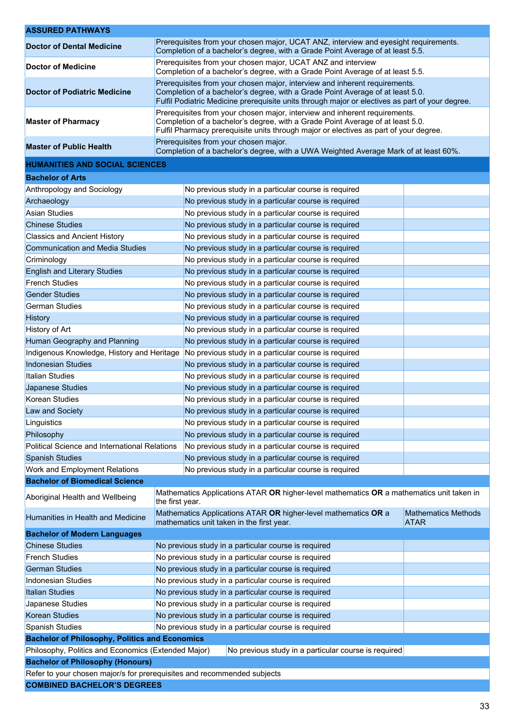| ASSURED PATHWAYS | | |
|---|---|---|
| **Doctor of Dental Medicine** | Prerequisites from your chosen major, UCAT ANZ, interview and eyesight requirements. Completion of a bachelor's degree, with a Grade Point Average of at least 5.5. | |
| **Doctor of Medicine** | Prerequisites from your chosen major, UCAT ANZ and interview. Completion of a bachelor's degree, with a Grade Point Average of at least 5.5. | |
| **Doctor of Podiatric Medicine** | Prerequisites from your chosen major, interview and inherent requirements. Completion of a bachelor's degree, with a Grade Point Average of at least 5.0. Fulfil Podiatric Medicine prerequisite units through major or electives as part of your degree. | |
| **Master of Pharmacy** | Prerequisites from your chosen major, interview and inherent requirements. Completion of a bachelor's degree, with a Grade Point Average of at least 5.0. Fulfil Pharmacy prerequisite units through major or electives as part of your degree. | |
| **Master of Public Health** | Prerequisites from your chosen major. Completion of a bachelor's degree, with a UWA Weighted Average Mark of at least 60%. | |
| **HUMANITIES AND SOCIAL SCIENCES** | | |
| **Bachelor of Arts** | | |
| Anthropology and Sociology | No previous study in a particular course is required | |
| Archaeology | No previous study in a particular course is required | |
| Asian Studies | No previous study in a particular course is required | |
| Chinese Studies | No previous study in a particular course is required | |
| Classics and Ancient History | No previous study in a particular course is required | |
| Communication and Media Studies | No previous study in a particular course is required | |
| Criminology | No previous study in a particular course is required | |
| English and Literary Studies | No previous study in a particular course is required | |
| French Studies | No previous study in a particular course is required | |
| Gender Studies | No previous study in a particular course is required | |
| German Studies | No previous study in a particular course is required | |
| History | No previous study in a particular course is required | |
| History of Art | No previous study in a particular course is required | |
| Human Geography and Planning | No previous study in a particular course is required | |
| Indigenous Knowledge, History and Heritage | No previous study in a particular course is required | |
| Indonesian Studies | No previous study in a particular course is required | |
| Italian Studies | No previous study in a particular course is required | |
| Japanese Studies | No previous study in a particular course is required | |
| Korean Studies | No previous study in a particular course is required | |
| Law and Society | No previous study in a particular course is required | |
| Linguistics | No previous study in a particular course is required | |
| Philosophy | No previous study in a particular course is required | |
| Political Science and International Relations | No previous study in a particular course is required | |
| Spanish Studies | No previous study in a particular course is required | |
| Work and Employment Relations | No previous study in a particular course is required | |
| **Bachelor of Biomedical Science** | | |
| Aboriginal Health and Wellbeing | Mathematics Applications ATAR **OR** higher-level mathematics **OR** a mathematics unit taken in the first year. | |
| Humanities in Health and Medicine | Mathematics Applications ATAR **OR** higher-level mathematics **OR** a mathematics unit taken in the first year. | Mathematics Methods ATAR |
| **Bachelor of Modern Languages** | | |
| Chinese Studies | No previous study in a particular course is required | |
| French Studies | No previous study in a particular course is required | |
| German Studies | No previous study in a particular course is required | |
| Indonesian Studies | No previous study in a particular course is required | |
| Italian Studies | No previous study in a particular course is required | |
| Japanese Studies | No previous study in a particular course is required | |
| Korean Studies | No previous study in a particular course is required | |
| Spanish Studies | No previous study in a particular course is required | |
| **Bachelor of Philosophy, Politics and Economics** | | |
| Philosophy, Politics and Economics (Extended Major) | No previous study in a particular course is required | |
| **Bachelor of Philosophy (Honours)** | | |
| Refer to your chosen major/s for prerequisites and recommended subjects | | |
| **COMBINED BACHELOR'S DEGREES** | | |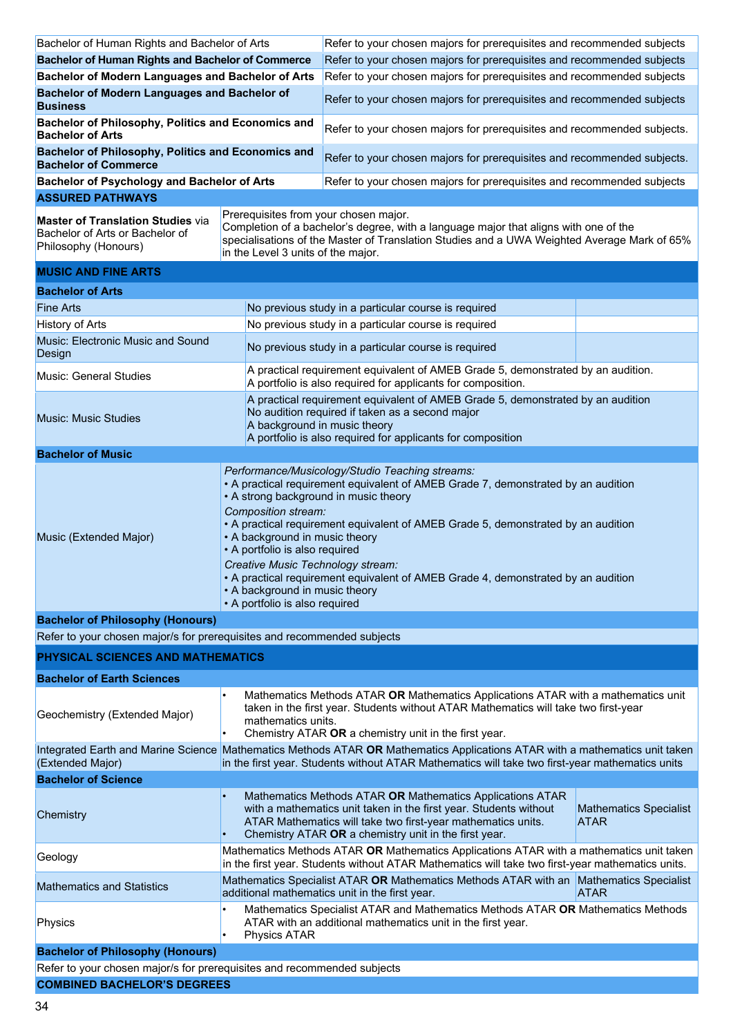| | | |
|---|---|---|
| Bachelor of Human Rights and Bachelor of Arts | Refer to your chosen majors for prerequisites and recommended subjects | |
| **Bachelor of Human Rights and Bachelor of Commerce** | Refer to your chosen majors for prerequisites and recommended subjects | |
| **Bachelor of Modern Languages and Bachelor of Arts** | Refer to your chosen majors for prerequisites and recommended subjects | |
| **Bachelor of Modern Languages and Bachelor of Business** | Refer to your chosen majors for prerequisites and recommended subjects | |
| **Bachelor of Philosophy, Politics and Economics and Bachelor of Arts** | Refer to your chosen majors for prerequisites and recommended subjects. | |
| **Bachelor of Philosophy, Politics and Economics and Bachelor of Commerce** | Refer to your chosen majors for prerequisites and recommended subjects. | |
| **Bachelor of Psychology and Bachelor of Arts** | Refer to your chosen majors for prerequisites and recommended subjects | |
| **ASSURED PATHWAYS** | | |
| **Master of Translation Studies** via Bachelor of Arts or Bachelor of Philosophy (Honours) | Prerequisites from your chosen major.<br>Completion of a bachelor's degree, with a language major that aligns with one of the specialisations of the Master of Translation Studies and a UWA Weighted Average Mark of 65% in the Level 3 units of the major. | |
| **MUSIC AND FINE ARTS** | | |
| **Bachelor of Arts** | | |
| Fine Arts | No previous study in a particular course is required | |
| History of Arts | No previous study in a particular course is required | |
| Music: Electronic Music and Sound Design | No previous study in a particular course is required | |
| Music: General Studies | A practical requirement equivalent of AMEB Grade 5, demonstrated by an audition.<br>A portfolio is also required for applicants for composition. | |
| Music: Music Studies | A practical requirement equivalent of AMEB Grade 5, demonstrated by an audition<br>No audition required if taken as a second major<br>A background in music theory<br>A portfolio is also required for applicants for composition | |
| **Bachelor of Music** | | |
| Music (Extended Major) | *Performance/Musicology/Studio Teaching streams:*<br>• A practical requirement equivalent of AMEB Grade 7, demonstrated by an audition<br>• A strong background in music theory<br>*Composition stream:*<br>• A practical requirement equivalent of AMEB Grade 5, demonstrated by an audition<br>• A background in music theory<br>• A portfolio is also required<br>*Creative Music Technology stream:*<br>• A practical requirement equivalent of AMEB Grade 4, demonstrated by an audition<br>• A background in music theory<br>• A portfolio is also required | |
| **Bachelor of Philosophy (Honours)** | | |
| Refer to your chosen major/s for prerequisites and recommended subjects | | |
| **PHYSICAL SCIENCES AND MATHEMATICS** | | |
| **Bachelor of Earth Sciences** | | |
| Geochemistry (Extended Major) | • Mathematics Methods ATAR **OR** Mathematics Applications ATAR with a mathematics unit taken in the first year. Students without ATAR Mathematics will take two first-year mathematics units.<br>• Chemistry ATAR **OR** a chemistry unit in the first year. | |
| Integrated Earth and Marine Science (Extended Major) | Mathematics Methods ATAR **OR** Mathematics Applications ATAR with a mathematics unit taken in the first year. Students without ATAR Mathematics will take two first-year mathematics units | |
| **Bachelor of Science** | | |
| Chemistry | • Mathematics Methods ATAR **OR** Mathematics Applications ATAR with a mathematics unit taken in the first year. Students without ATAR Mathematics will take two first-year mathematics units.<br>• Chemistry ATAR **OR** a chemistry unit in the first year. | Mathematics Specialist ATAR |
| Geology | Mathematics Methods ATAR **OR** Mathematics Applications ATAR with a mathematics unit taken in the first year. Students without ATAR Mathematics will take two first-year mathematics units. | |
| Mathematics and Statistics | Mathematics Specialist ATAR **OR** Mathematics Methods ATAR with an additional mathematics unit in the first year. | Mathematics Specialist ATAR |
| Physics | • Mathematics Specialist ATAR and Mathematics Methods ATAR **OR** Mathematics Methods ATAR with an additional mathematics unit in the first year.<br>• Physics ATAR | |
| **Bachelor of Philosophy (Honours)** | | |
| Refer to your chosen major/s for prerequisites and recommended subjects | | |
| **COMBINED BACHELOR'S DEGREES** | | |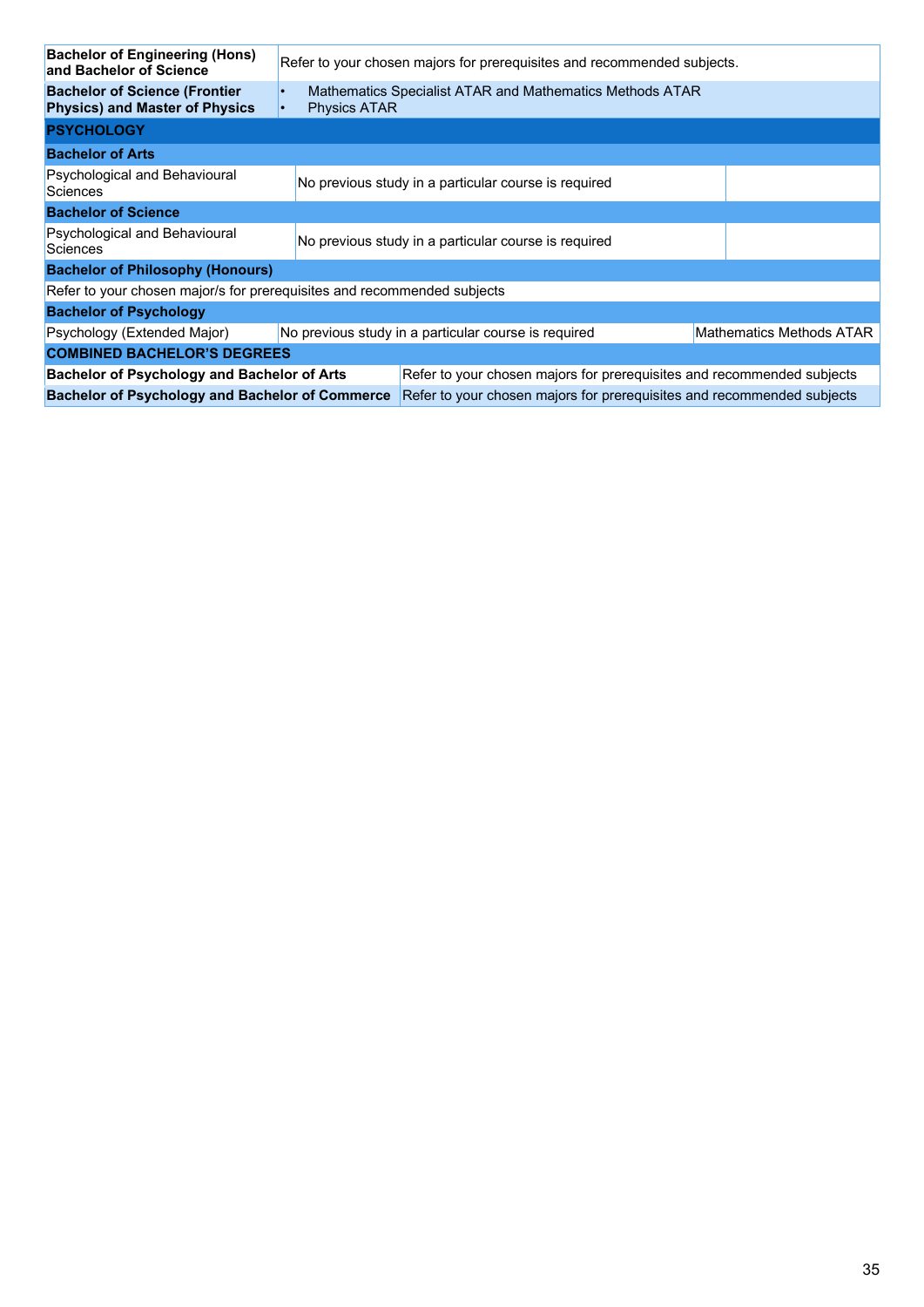| | | |
|---|---|---|
| **Bachelor of Engineering (Hons) and Bachelor of Science** | Refer to your chosen majors for prerequisites and recommended subjects. | |
| **Bachelor of Science (Frontier Physics) and Master of Physics** | • Mathematics Specialist ATAR and Mathematics Methods ATAR<br>• Physics ATAR | |
| **PSYCHOLOGY** | | |
| **Bachelor of Arts** | | |
| Psychological and Behavioural Sciences | No previous study in a particular course is required | |
| **Bachelor of Science** | | |
| Psychological and Behavioural Sciences | No previous study in a particular course is required | |
| **Bachelor of Philosophy (Honours)** | | |
| Refer to your chosen major/s for prerequisites and recommended subjects | | |
| **Bachelor of Psychology** | | |
| Psychology (Extended Major) | No previous study in a particular course is required | Mathematics Methods ATAR |
| **COMBINED BACHELOR'S DEGREES** | | |
| **Bachelor of Psychology and Bachelor of Arts** | Refer to your chosen majors for prerequisites and recommended subjects | |
| **Bachelor of Psychology and Bachelor of Commerce** | Refer to your chosen majors for prerequisites and recommended subjects | |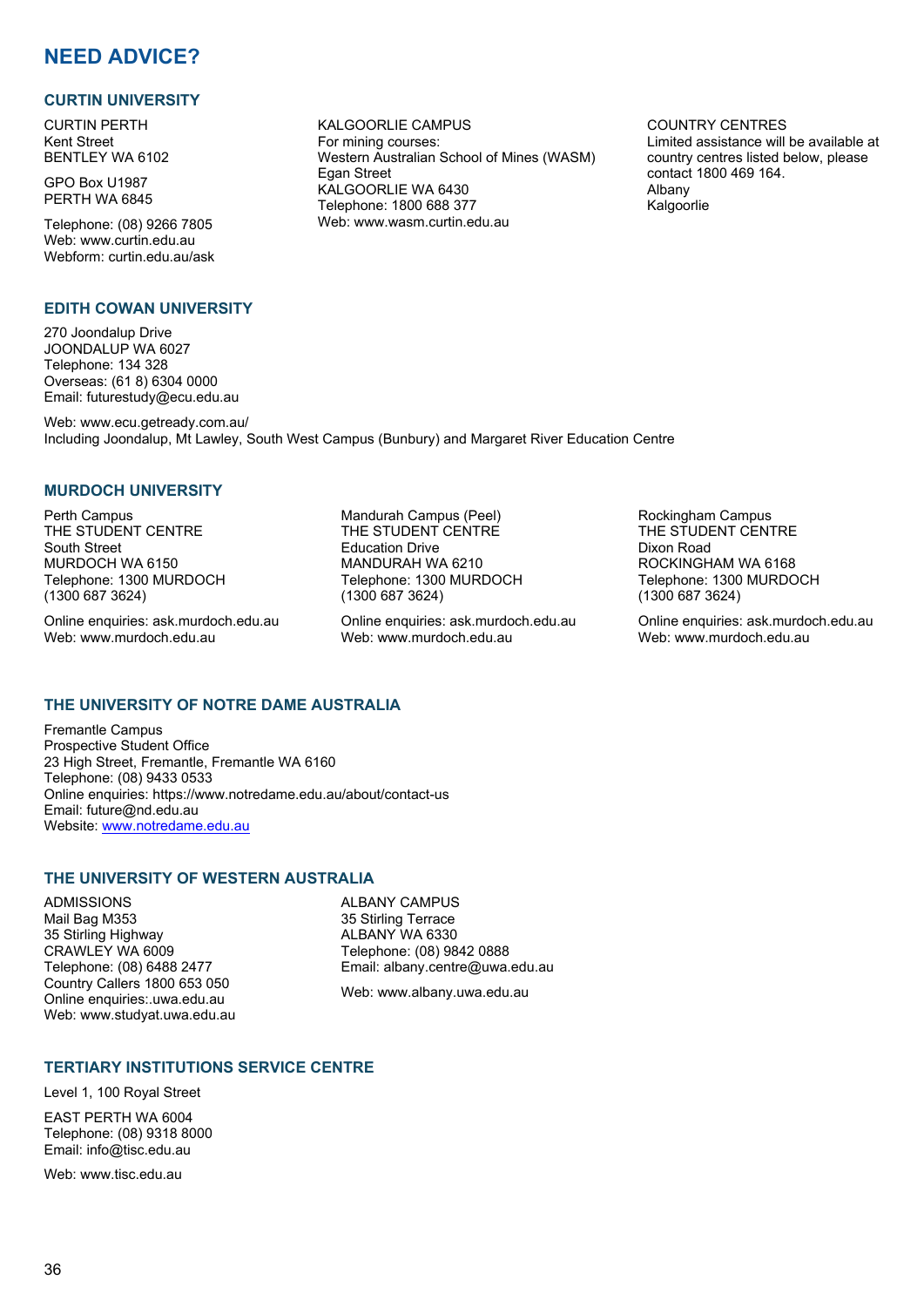# NEED ADVICE?

## CURTIN UNIVERSITY

CURTIN PERTH
Kent Street
BENTLEY WA 6102

GPO Box U1987
PERTH WA 6845

Telephone: (08) 9266 7805
Web: www.curtin.edu.au
Webform: curtin.edu.au/ask

KALGOORLIE CAMPUS
For mining courses:
Western Australian School of Mines (WASM)
Egan Street
KALGOORLIE WA 6430
Telephone: 1800 688 377
Web: www.wasm.curtin.edu.au

COUNTRY CENTRES
Limited assistance will be available at country centres listed below, please contact 1800 469 164.
Albany
Kalgoorlie

## EDITH COWAN UNIVERSITY

270 Joondalup Drive
JOONDALUP WA 6027
Telephone: 134 328
Overseas: (61 8) 6304 0000
Email: futurestudy@ecu.edu.au

Web: www.ecu.getready.com.au/
Including Joondalup, Mt Lawley, South West Campus (Bunbury) and Margaret River Education Centre

## MURDOCH UNIVERSITY

Perth Campus
THE STUDENT CENTRE
South Street
MURDOCH WA 6150
Telephone: 1300 MURDOCH
(1300 687 3624)

Online enquiries: ask.murdoch.edu.au
Web: www.murdoch.edu.au

Mandurah Campus (Peel)
THE STUDENT CENTRE
Education Drive
MANDURAH WA 6210
Telephone: 1300 MURDOCH
(1300 687 3624)

Online enquiries: ask.murdoch.edu.au
Web: www.murdoch.edu.au

Rockingham Campus
THE STUDENT CENTRE
Dixon Road
ROCKINGHAM WA 6168
Telephone: 1300 MURDOCH
(1300 687 3624)

Online enquiries: ask.murdoch.edu.au
Web: www.murdoch.edu.au

## THE UNIVERSITY OF NOTRE DAME AUSTRALIA

Fremantle Campus
Prospective Student Office
23 High Street, Fremantle, Fremantle WA 6160
Telephone: (08) 9433 0533
Online enquiries: https://www.notredame.edu.au/about/contact-us
Email: future@nd.edu.au
Website: www.notredame.edu.au

## THE UNIVERSITY OF WESTERN AUSTRALIA

ADMISSIONS
Mail Bag M353
35 Stirling Highway
CRAWLEY WA 6009
Telephone: (08) 6488 2477
Country Callers 1800 653 050
Online enquiries:.uwa.edu.au
Web: www.studyat.uwa.edu.au

ALBANY CAMPUS
35 Stirling Terrace
ALBANY WA 6330
Telephone: (08) 9842 0888
Email: albany.centre@uwa.edu.au

Web: www.albany.uwa.edu.au

## TERTIARY INSTITUTIONS SERVICE CENTRE

Level 1, 100 Royal Street

EAST PERTH WA 6004
Telephone: (08) 9318 8000
Email: info@tisc.edu.au

Web: www.tisc.edu.au